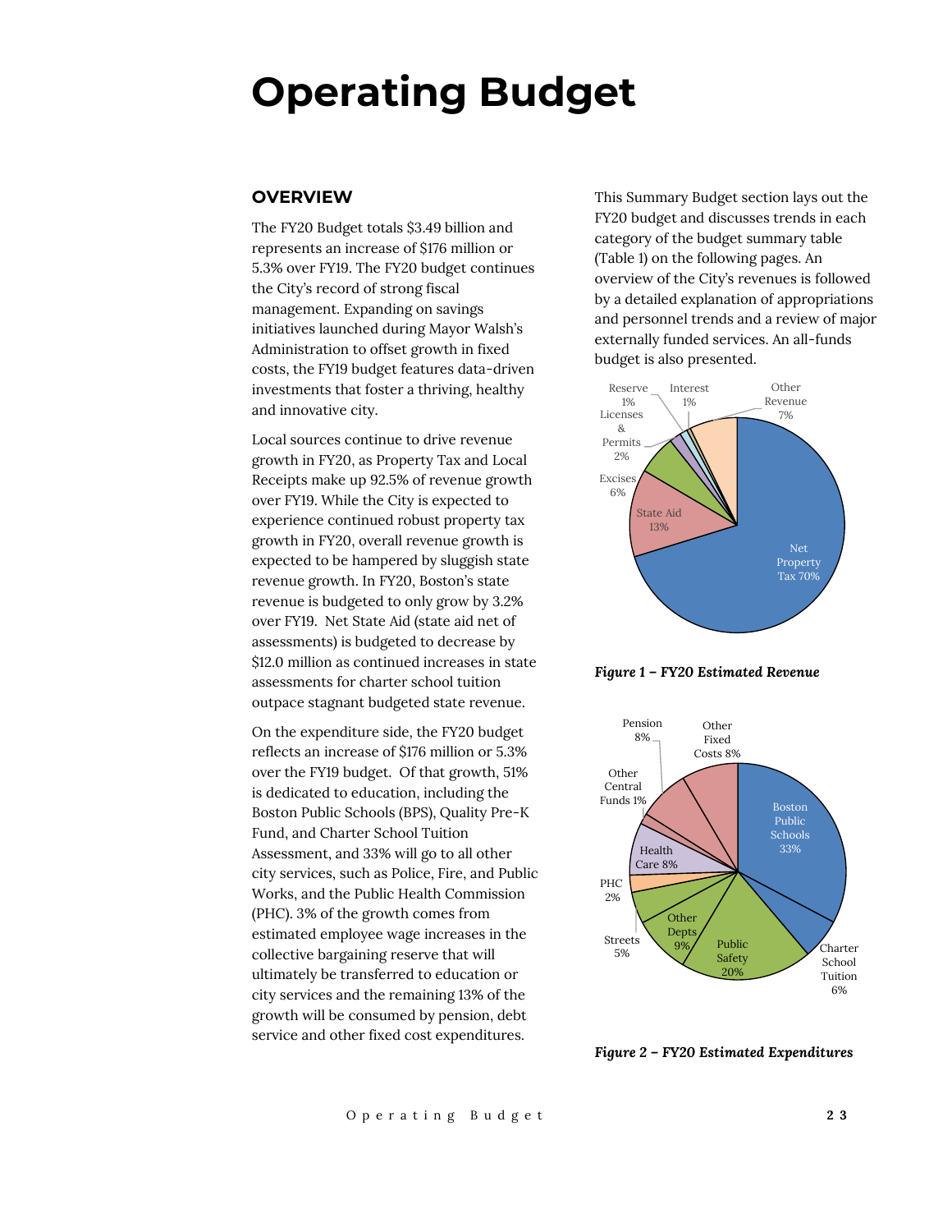# Operating Budget

## OVERVIEW

The FY20 Budget totals $3.49 billion and represents an increase of $176 million or 5.3% over FY19. The FY20 budget continues the City's record of strong fiscal management. Expanding on savings initiatives launched during Mayor Walsh's Administration to offset growth in fixed costs, the FY19 budget features data-driven investments that foster a thriving, healthy and innovative city.

Local sources continue to drive revenue growth in FY20, as Property Tax and Local Receipts make up 92.5% of revenue growth over FY19. While the City is expected to experience continued robust property tax growth in FY20, overall revenue growth is expected to be hampered by sluggish state revenue growth. In FY20, Boston's state revenue is budgeted to only grow by 3.2% over FY19. Net State Aid (state aid net of assessments) is budgeted to decrease by $12.0 million as continued increases in state assessments for charter school tuition outpace stagnant budgeted state revenue.

On the expenditure side, the FY20 budget reflects an increase of $176 million or 5.3% over the FY19 budget. Of that growth, 51% is dedicated to education, including the Boston Public Schools (BPS), Quality Pre-K Fund, and Charter School Tuition Assessment, and 33% will go to all other city services, such as Police, Fire, and Public Works, and the Public Health Commission (PHC). 3% of the growth comes from estimated employee wage increases in the collective bargaining reserve that will ultimately be transferred to education or city services and the remaining 13% of the growth will be consumed by pension, debt service and other fixed cost expenditures.

This Summary Budget section lays out the FY20 budget and discusses trends in each category of the budget summary table (Table 1) on the following pages. An overview of the City's revenues is followed by a detailed explanation of appropriations and personnel trends and a review of major externally funded services. An all-funds budget is also presented.

Reserve 1%, Interest 1%, Other Revenue 7%, Licenses & Permits 2%, Excises 6%, State Aid 13%, Net Property Tax 70%

*Figure 1 – FY20 Estimated Revenue*

Pension 8%, Other Fixed Costs 8%, Other Central Funds 1%, Health Care 8%, PHC 2%, Streets 5%, Other Depts 9%, Public Safety 20%, Charter School Tuition 6%, Boston Public Schools 33%

*Figure 2 – FY20 Estimated Expenditures*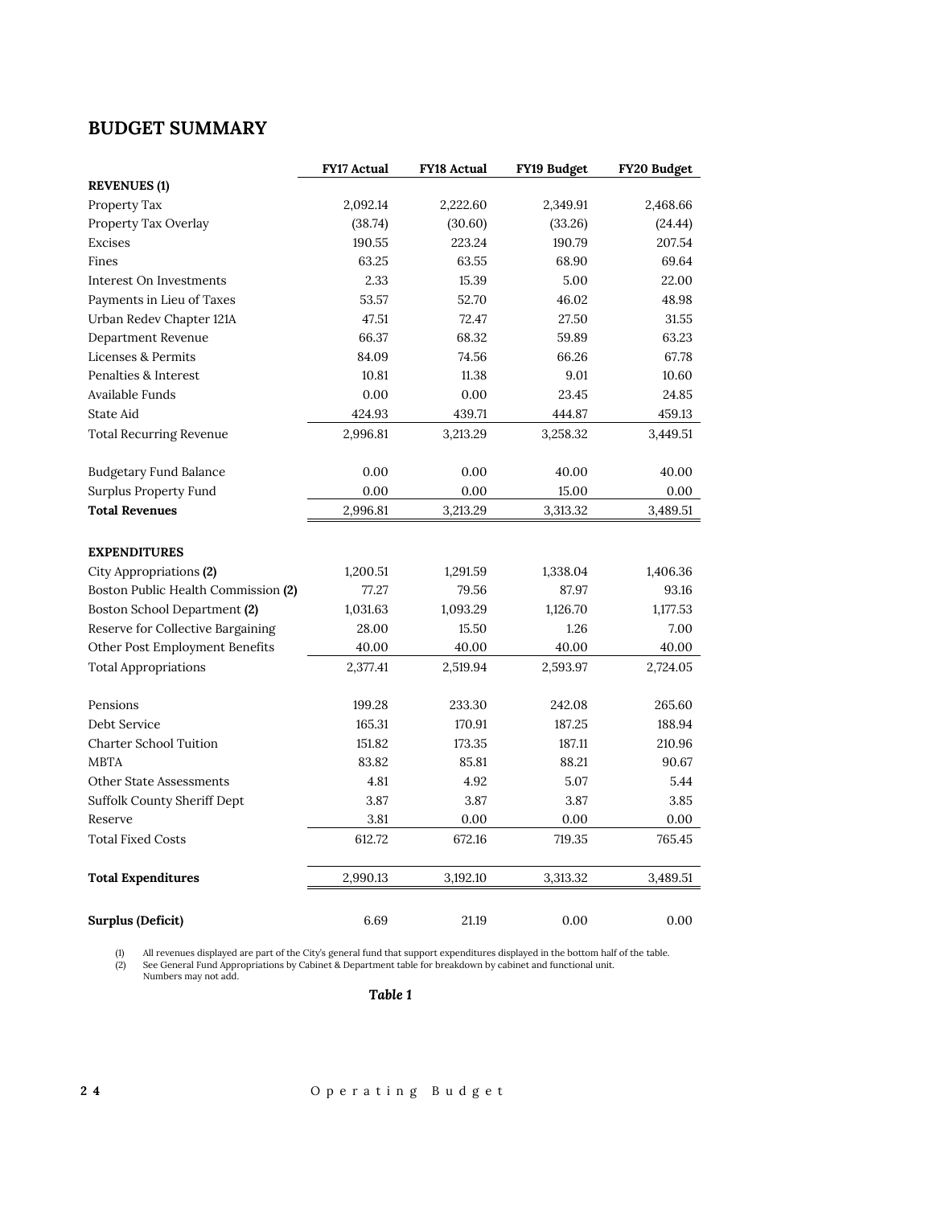## BUDGET SUMMARY

| | FY17 Actual | FY18 Actual | FY19 Budget | FY20 Budget |
|---|---|---|---|---|
| **REVENUES (1)** | | | | |
| Property Tax | 2,092.14 | 2,222.60 | 2,349.91 | 2,468.66 |
| Property Tax Overlay | (38.74) | (30.60) | (33.26) | (24.44) |
| Excises | 190.55 | 223.24 | 190.79 | 207.54 |
| Fines | 63.25 | 63.55 | 68.90 | 69.64 |
| Interest On Investments | 2.33 | 15.39 | 5.00 | 22.00 |
| Payments in Lieu of Taxes | 53.57 | 52.70 | 46.02 | 48.98 |
| Urban Redev Chapter 121A | 47.51 | 72.47 | 27.50 | 31.55 |
| Department Revenue | 66.37 | 68.32 | 59.89 | 63.23 |
| Licenses & Permits | 84.09 | 74.56 | 66.26 | 67.78 |
| Penalties & Interest | 10.81 | 11.38 | 9.01 | 10.60 |
| Available Funds | 0.00 | 0.00 | 23.45 | 24.85 |
| State Aid | 424.93 | 439.71 | 444.87 | 459.13 |
| Total Recurring Revenue | 2,996.81 | 3,213.29 | 3,258.32 | 3,449.51 |
| | | | | |
| Budgetary Fund Balance | 0.00 | 0.00 | 40.00 | 40.00 |
| Surplus Property Fund | 0.00 | 0.00 | 15.00 | 0.00 |
| **Total Revenues** | 2,996.81 | 3,213.29 | 3,313.32 | 3,489.51 |
| | | | | |
| **EXPENDITURES** | | | | |
| City Appropriations **(2)** | 1,200.51 | 1,291.59 | 1,338.04 | 1,406.36 |
| Boston Public Health Commission **(2)** | 77.27 | 79.56 | 87.97 | 93.16 |
| Boston School Department **(2)** | 1,031.63 | 1,093.29 | 1,126.70 | 1,177.53 |
| Reserve for Collective Bargaining | 28.00 | 15.50 | 1.26 | 7.00 |
| Other Post Employment Benefits | 40.00 | 40.00 | 40.00 | 40.00 |
| Total Appropriations | 2,377.41 | 2,519.94 | 2,593.97 | 2,724.05 |
| | | | | |
| Pensions | 199.28 | 233.30 | 242.08 | 265.60 |
| Debt Service | 165.31 | 170.91 | 187.25 | 188.94 |
| Charter School Tuition | 151.82 | 173.35 | 187.11 | 210.96 |
| MBTA | 83.82 | 85.81 | 88.21 | 90.67 |
| Other State Assessments | 4.81 | 4.92 | 5.07 | 5.44 |
| Suffolk County Sheriff Dept | 3.87 | 3.87 | 3.87 | 3.85 |
| Reserve | 3.81 | 0.00 | 0.00 | 0.00 |
| Total Fixed Costs | 612.72 | 672.16 | 719.35 | 765.45 |
| | | | | |
| **Total Expenditures** | 2,990.13 | 3,192.10 | 3,313.32 | 3,489.51 |
| | | | | |
| **Surplus (Deficit)** | 6.69 | 21.19 | 0.00 | 0.00 |

(1) All revenues displayed are part of the City's general fund that support expenditures displayed in the bottom half of the table.
(2) See General Fund Appropriations by Cabinet & Department table for breakdown by cabinet and functional unit.
Numbers may not add.

***Table 1***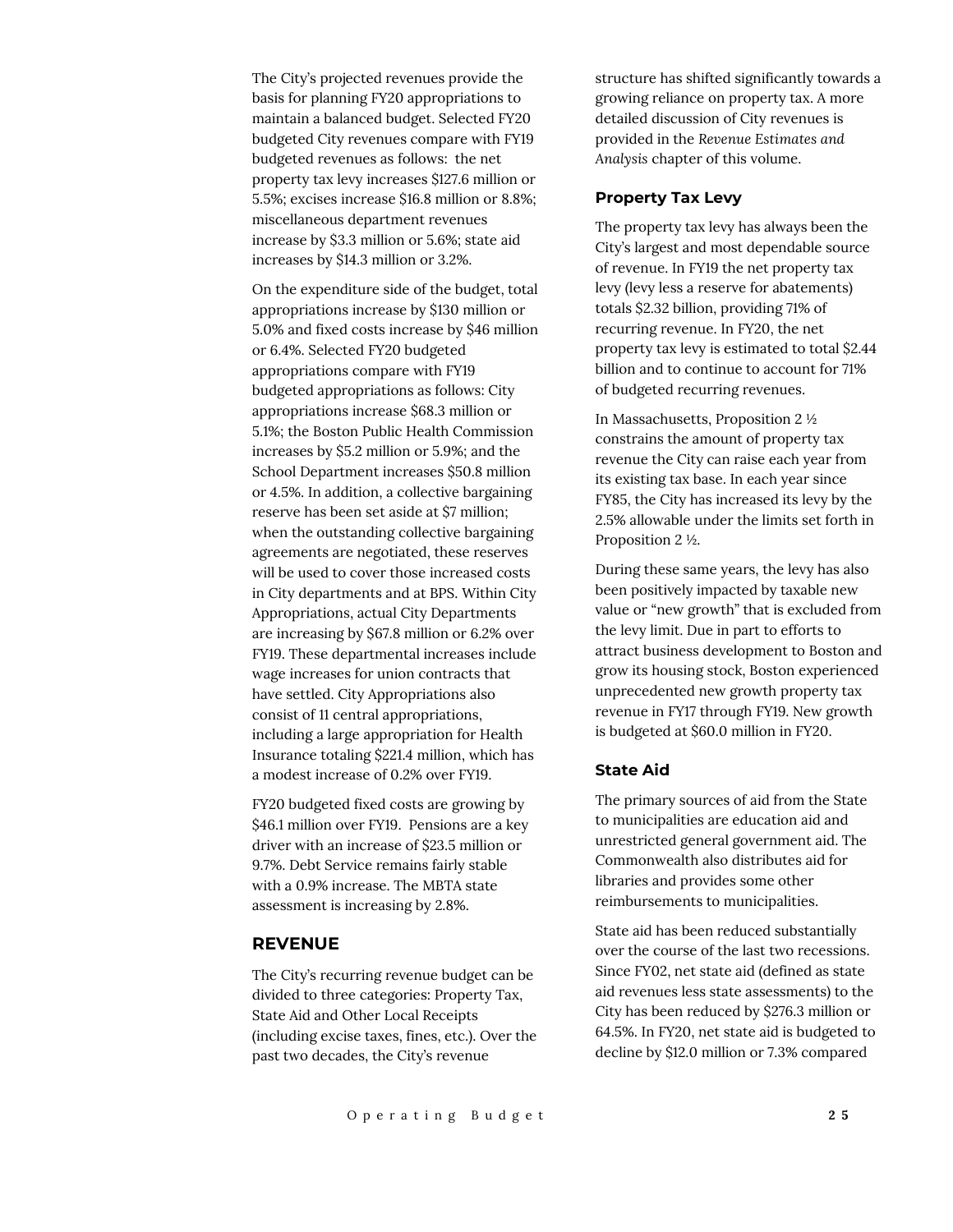The City's projected revenues provide the basis for planning FY20 appropriations to maintain a balanced budget. Selected FY20 budgeted City revenues compare with FY19 budgeted revenues as follows: the net property tax levy increases $127.6 million or 5.5%; excises increase $16.8 million or 8.8%; miscellaneous department revenues increase by $3.3 million or 5.6%; state aid increases by $14.3 million or 3.2%.

On the expenditure side of the budget, total appropriations increase by $130 million or 5.0% and fixed costs increase by $46 million or 6.4%. Selected FY20 budgeted appropriations compare with FY19 budgeted appropriations as follows: City appropriations increase $68.3 million or 5.1%; the Boston Public Health Commission increases by $5.2 million or 5.9%; and the School Department increases $50.8 million or 4.5%. In addition, a collective bargaining reserve has been set aside at $7 million; when the outstanding collective bargaining agreements are negotiated, these reserves will be used to cover those increased costs in City departments and at BPS. Within City Appropriations, actual City Departments are increasing by $67.8 million or 6.2% over FY19. These departmental increases include wage increases for union contracts that have settled. City Appropriations also consist of 11 central appropriations, including a large appropriation for Health Insurance totaling $221.4 million, which has a modest increase of 0.2% over FY19.

FY20 budgeted fixed costs are growing by $46.1 million over FY19. Pensions are a key driver with an increase of $23.5 million or 9.7%. Debt Service remains fairly stable with a 0.9% increase. The MBTA state assessment is increasing by 2.8%.

## REVENUE

The City's recurring revenue budget can be divided to three categories: Property Tax, State Aid and Other Local Receipts (including excise taxes, fines, etc.). Over the past two decades, the City's revenue structure has shifted significantly towards a growing reliance on property tax. A more detailed discussion of City revenues is provided in the *Revenue Estimates and Analysis* chapter of this volume.

### Property Tax Levy

The property tax levy has always been the City's largest and most dependable source of revenue. In FY19 the net property tax levy (levy less a reserve for abatements) totals $2.32 billion, providing 71% of recurring revenue. In FY20, the net property tax levy is estimated to total $2.44 billion and to continue to account for 71% of budgeted recurring revenues.

In Massachusetts, Proposition 2 ½ constrains the amount of property tax revenue the City can raise each year from its existing tax base. In each year since FY85, the City has increased its levy by the 2.5% allowable under the limits set forth in Proposition 2 ½.

During these same years, the levy has also been positively impacted by taxable new value or "new growth" that is excluded from the levy limit. Due in part to efforts to attract business development to Boston and grow its housing stock, Boston experienced unprecedented new growth property tax revenue in FY17 through FY19. New growth is budgeted at $60.0 million in FY20.

### State Aid

The primary sources of aid from the State to municipalities are education aid and unrestricted general government aid. The Commonwealth also distributes aid for libraries and provides some other reimbursements to municipalities.

State aid has been reduced substantially over the course of the last two recessions. Since FY02, net state aid (defined as state aid revenues less state assessments) to the City has been reduced by $276.3 million or 64.5%. In FY20, net state aid is budgeted to decline by $12.0 million or 7.3% compared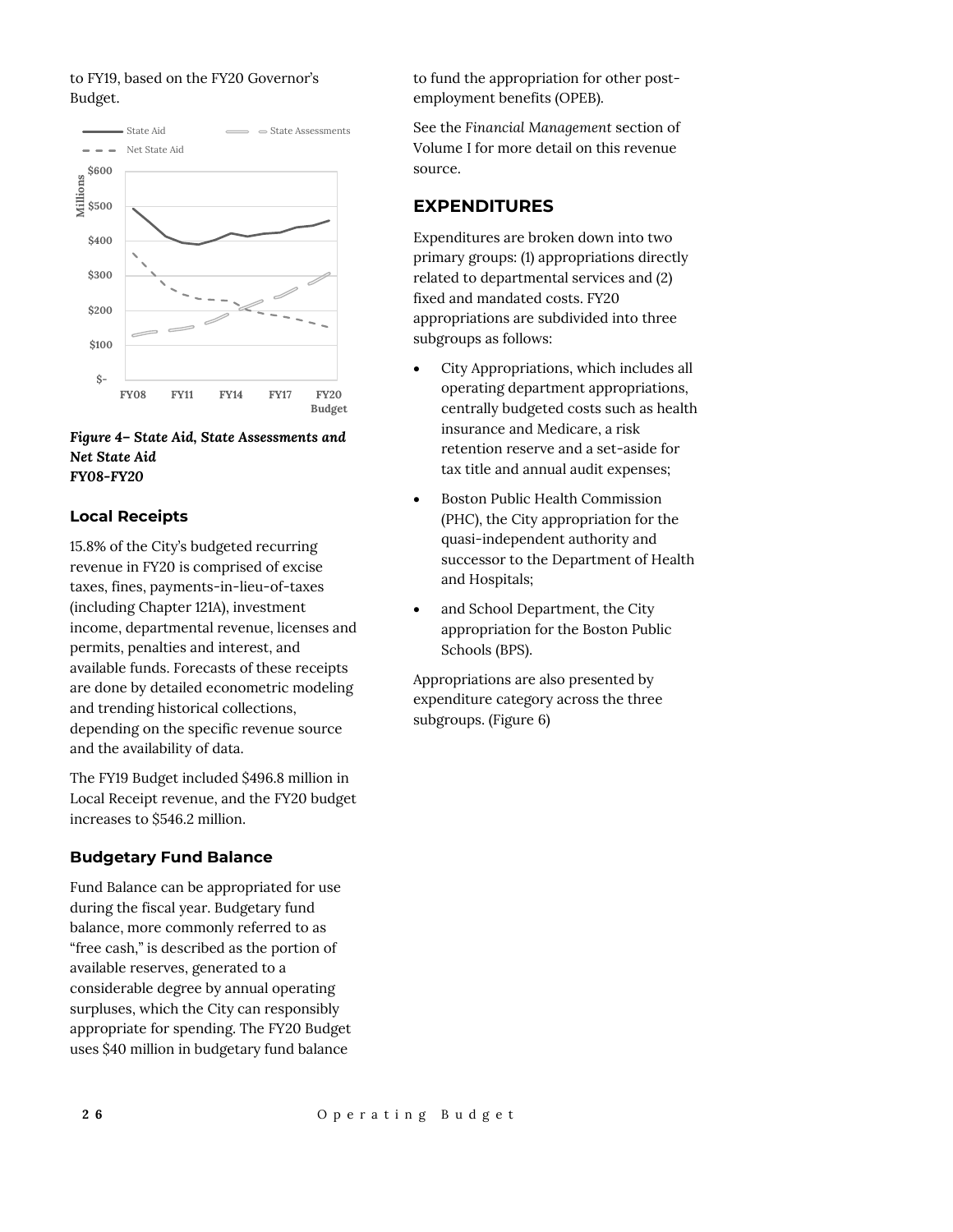to FY19, based on the FY20 Governor's Budget.

*Figure 4– State Aid, State Assessments and Net State Aid*
***FY08-FY20***

### Local Receipts

15.8% of the City's budgeted recurring revenue in FY20 is comprised of excise taxes, fines, payments-in-lieu-of-taxes (including Chapter 121A), investment income, departmental revenue, licenses and permits, penalties and interest, and available funds. Forecasts of these receipts are done by detailed econometric modeling and trending historical collections, depending on the specific revenue source and the availability of data.

The FY19 Budget included $496.8 million in Local Receipt revenue, and the FY20 budget increases to $546.2 million.

### Budgetary Fund Balance

Fund Balance can be appropriated for use during the fiscal year. Budgetary fund balance, more commonly referred to as "free cash," is described as the portion of available reserves, generated to a considerable degree by annual operating surpluses, which the City can responsibly appropriate for spending. The FY20 Budget uses $40 million in budgetary fund balance to fund the appropriation for other post-employment benefits (OPEB).

See the *Financial Management* section of Volume I for more detail on this revenue source.

## EXPENDITURES

Expenditures are broken down into two primary groups: (1) appropriations directly related to departmental services and (2) fixed and mandated costs. FY20 appropriations are subdivided into three subgroups as follows:

- City Appropriations, which includes all operating department appropriations, centrally budgeted costs such as health insurance and Medicare, a risk retention reserve and a set-aside for tax title and annual audit expenses;
- Boston Public Health Commission (PHC), the City appropriation for the quasi-independent authority and successor to the Department of Health and Hospitals;
- and School Department, the City appropriation for the Boston Public Schools (BPS).

Appropriations are also presented by expenditure category across the three subgroups. (Figure 6)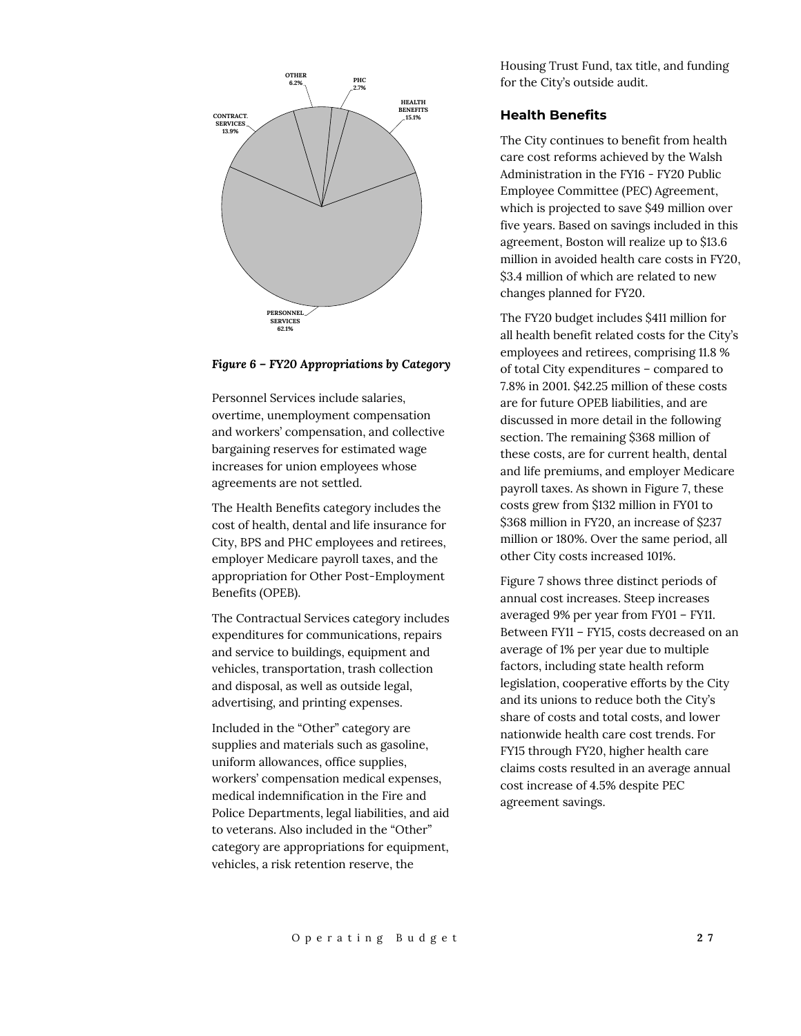OTHER 6.2%

PHC 2.7%

HEALTH BENEFITS 15.1%

CONTRACT. SERVICES 13.9%

PERSONNEL SERVICES 62.1%

*Figure 6 – FY20 Appropriations by Category*

Personnel Services include salaries, overtime, unemployment compensation and workers' compensation, and collective bargaining reserves for estimated wage increases for union employees whose agreements are not settled.

The Health Benefits category includes the cost of health, dental and life insurance for City, BPS and PHC employees and retirees, employer Medicare payroll taxes, and the appropriation for Other Post-Employment Benefits (OPEB).

The Contractual Services category includes expenditures for communications, repairs and service to buildings, equipment and vehicles, transportation, trash collection and disposal, as well as outside legal, advertising, and printing expenses.

Included in the "Other" category are supplies and materials such as gasoline, uniform allowances, office supplies, workers' compensation medical expenses, medical indemnification in the Fire and Police Departments, legal liabilities, and aid to veterans. Also included in the "Other" category are appropriations for equipment, vehicles, a risk retention reserve, the Housing Trust Fund, tax title, and funding for the City's outside audit.

### Health Benefits

The City continues to benefit from health care cost reforms achieved by the Walsh Administration in the FY16 - FY20 Public Employee Committee (PEC) Agreement, which is projected to save $49 million over five years. Based on savings included in this agreement, Boston will realize up to $13.6 million in avoided health care costs in FY20, $3.4 million of which are related to new changes planned for FY20.

The FY20 budget includes $411 million for all health benefit related costs for the City's employees and retirees, comprising 11.8 % of total City expenditures – compared to 7.8% in 2001. $42.25 million of these costs are for future OPEB liabilities, and are discussed in more detail in the following section. The remaining $368 million of these costs, are for current health, dental and life premiums, and employer Medicare payroll taxes. As shown in Figure 7, these costs grew from $132 million in FY01 to $368 million in FY20, an increase of $237 million or 180%. Over the same period, all other City costs increased 101%.

Figure 7 shows three distinct periods of annual cost increases. Steep increases averaged 9% per year from FY01 – FY11. Between FY11 – FY15, costs decreased on an average of 1% per year due to multiple factors, including state health reform legislation, cooperative efforts by the City and its unions to reduce both the City's share of costs and total costs, and lower nationwide health care cost trends. For FY15 through FY20, higher health care claims costs resulted in an average annual cost increase of 4.5% despite PEC agreement savings.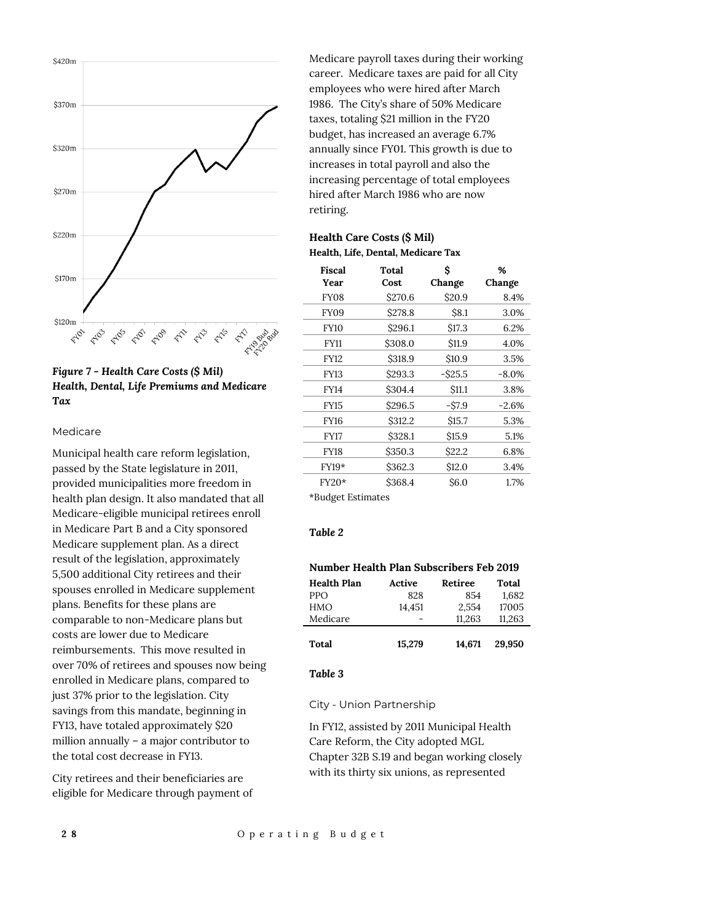*Figure 7 - Health Care Costs ($ Mil) Health, Dental, Life Premiums and Medicare Tax*

### Medicare

Municipal health care reform legislation, passed by the State legislature in 2011, provided municipalities more freedom in health plan design. It also mandated that all Medicare-eligible municipal retirees enroll in Medicare Part B and a City sponsored Medicare supplement plan. As a direct result of the legislation, approximately 5,500 additional City retirees and their spouses enrolled in Medicare supplement plans. Benefits for these plans are comparable to non-Medicare plans but costs are lower due to Medicare reimbursements. This move resulted in over 70% of retirees and spouses now being enrolled in Medicare plans, compared to just 37% prior to the legislation. City savings from this mandate, beginning in FY13, have totaled approximately $20 million annually – a major contributor to the total cost decrease in FY13.

City retirees and their beneficiaries are eligible for Medicare through payment of Medicare payroll taxes during their working career. Medicare taxes are paid for all City employees who were hired after March 1986. The City's share of 50% Medicare taxes, totaling $21 million in the FY20 budget, has increased an average 6.7% annually since FY01. This growth is due to increases in total payroll and also the increasing percentage of total employees hired after March 1986 who are now retiring.

**Health Care Costs ($ Mil)**
**Health, Life, Dental, Medicare Tax**

| Fiscal Year | Total Cost | $ Change | % Change |
|---|---|---|---|
| FY08 | $270.6 | $20.9 | 8.4% |
| FY09 | $278.8 | $8.1 | 3.0% |
| FY10 | $296.1 | $17.3 | 6.2% |
| FY11 | $308.0 | $11.9 | 4.0% |
| FY12 | $318.9 | $10.9 | 3.5% |
| FY13 | $293.3 | -$25.5 | -8.0% |
| FY14 | $304.4 | $11.1 | 3.8% |
| FY15 | $296.5 | -$7.9 | -2.6% |
| FY16 | $312.2 | $15.7 | 5.3% |
| FY17 | $328.1 | $15.9 | 5.1% |
| FY18 | $350.3 | $22.2 | 6.8% |
| FY19* | $362.3 | $12.0 | 3.4% |
| FY20* | $368.4 | $6.0 | 1.7% |

*Budget Estimates

*Table 2*

**Number Health Plan Subscribers Feb 2019**

| Health Plan | Active | Retiree | Total |
|---|---|---|---|
| PPO | 828 | 854 | 1,682 |
| HMO | 14,451 | 2,554 | 17005 |
| Medicare | - | 11,263 | 11,263 |
| **Total** | **15,279** | **14,671** | **29,950** |

*Table 3*

### City - Union Partnership

In FY12, assisted by 2011 Municipal Health Care Reform, the City adopted MGL Chapter 32B S.19 and began working closely with its thirty six unions, as represented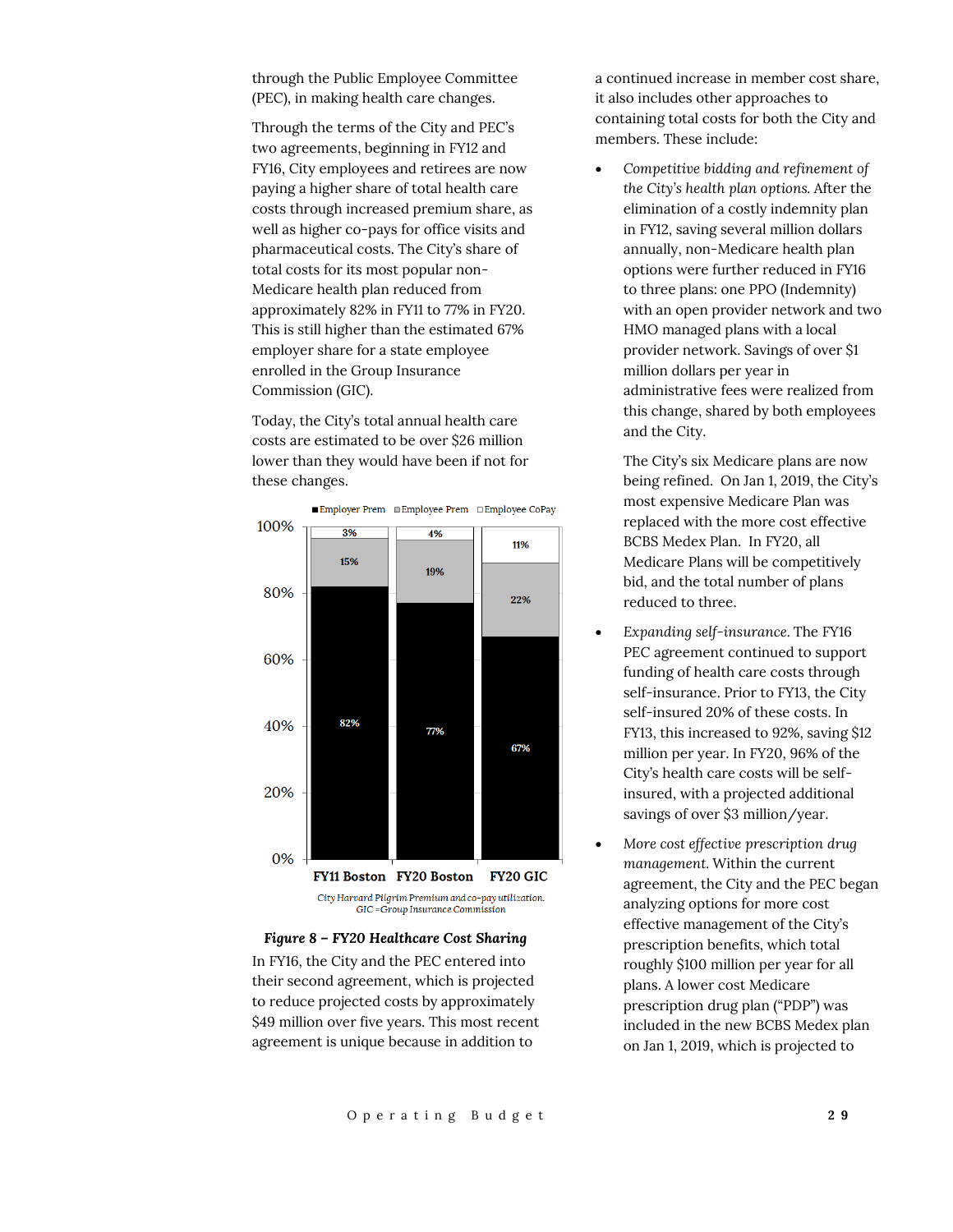through the Public Employee Committee (PEC), in making health care changes.

Through the terms of the City and PEC's two agreements, beginning in FY12 and FY16, City employees and retirees are now paying a higher share of total health care costs through increased premium share, as well as higher co-pays for office visits and pharmaceutical costs. The City's share of total costs for its most popular non-Medicare health plan reduced from approximately 82% in FY11 to 77% in FY20. This is still higher than the estimated 67% employer share for a state employee enrolled in the Group Insurance Commission (GIC).

Today, the City's total annual health care costs are estimated to be over $26 million lower than they would have been if not for these changes.

| | FY11 Boston | FY20 Boston | FY20 GIC |
|---|---|---|---|
| Employer Prem | 82% | 77% | 67% |
| Employee Prem | 15% | 19% | 22% |
| Employee CoPay | 3% | 4% | 11% |

City Harvard Pilgrim Premium and co-pay utilization. GIC =Group Insurance Commission

***Figure 8 – FY20 Healthcare Cost Sharing***

In FY16, the City and the PEC entered into their second agreement, which is projected to reduce projected costs by approximately $49 million over five years. This most recent agreement is unique because in addition to a continued increase in member cost share, it also includes other approaches to containing total costs for both the City and members. These include:

- *Competitive bidding and refinement of the City's health plan options.* After the elimination of a costly indemnity plan in FY12, saving several million dollars annually, non-Medicare health plan options were further reduced in FY16 to three plans: one PPO (Indemnity) with an open provider network and two HMO managed plans with a local provider network. Savings of over $1 million dollars per year in administrative fees were realized from this change, shared by both employees and the City.

  The City's six Medicare plans are now being refined. On Jan 1, 2019, the City's most expensive Medicare Plan was replaced with the more cost effective BCBS Medex Plan. In FY20, all Medicare Plans will be competitively bid, and the total number of plans reduced to three.

- *Expanding self-insurance.* The FY16 PEC agreement continued to support funding of health care costs through self-insurance. Prior to FY13, the City self-insured 20% of these costs. In FY13, this increased to 92%, saving $12 million per year. In FY20, 96% of the City's health care costs will be self-insured, with a projected additional savings of over $3 million/year.

- *More cost effective prescription drug management.* Within the current agreement, the City and the PEC began analyzing options for more cost effective management of the City's prescription benefits, which total roughly $100 million per year for all plans. A lower cost Medicare prescription drug plan ("PDP") was included in the new BCBS Medex plan on Jan 1, 2019, which is projected to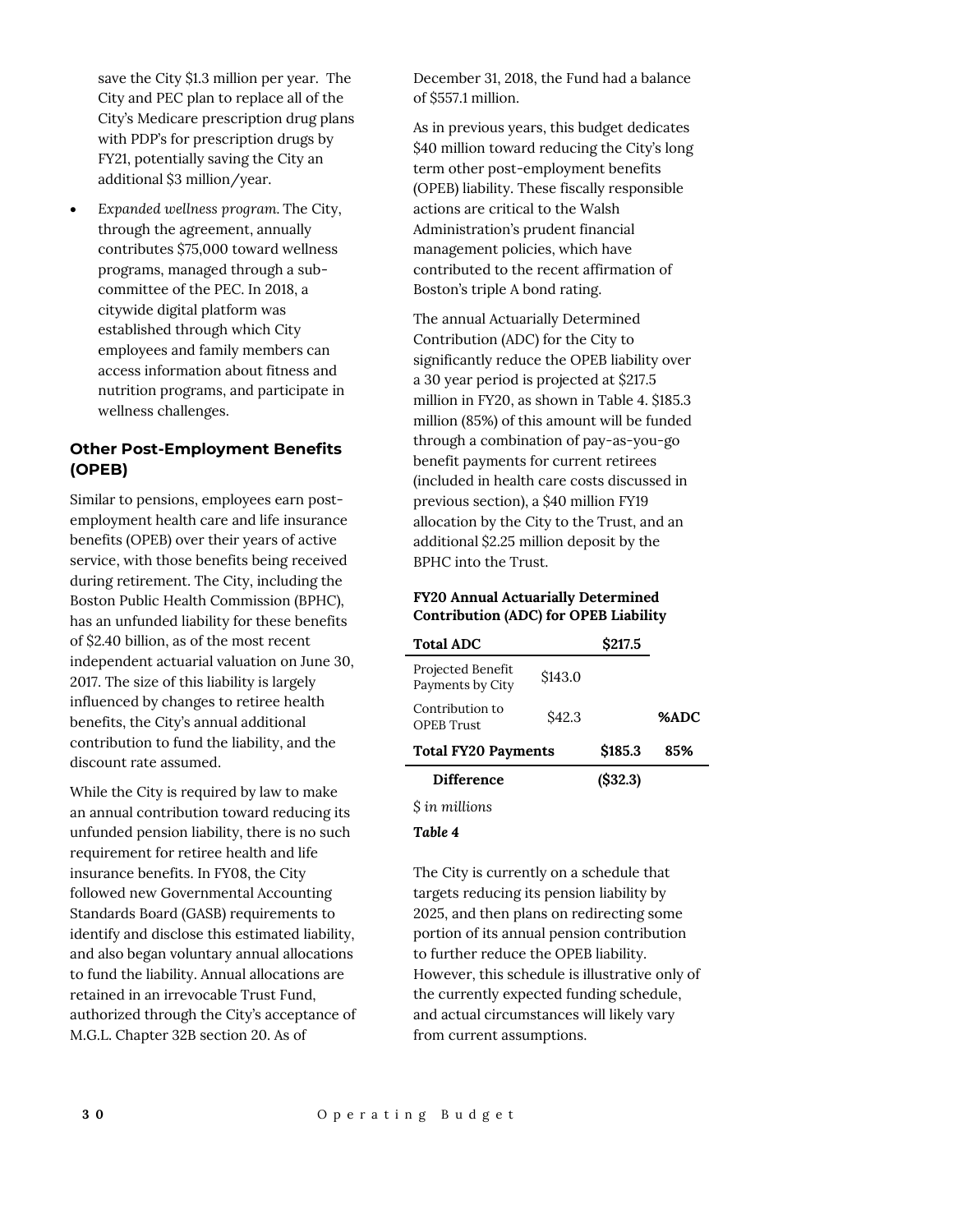save the City $1.3 million per year. The City and PEC plan to replace all of the City's Medicare prescription drug plans with PDP's for prescription drugs by FY21, potentially saving the City an additional $3 million/year.

- *Expanded wellness program.* The City, through the agreement, annually contributes $75,000 toward wellness programs, managed through a sub-committee of the PEC. In 2018, a citywide digital platform was established through which City employees and family members can access information about fitness and nutrition programs, and participate in wellness challenges.

### Other Post-Employment Benefits (OPEB)

Similar to pensions, employees earn post-employment health care and life insurance benefits (OPEB) over their years of active service, with those benefits being received during retirement. The City, including the Boston Public Health Commission (BPHC), has an unfunded liability for these benefits of $2.40 billion, as of the most recent independent actuarial valuation on June 30, 2017. The size of this liability is largely influenced by changes to retiree health benefits, the City's annual additional contribution to fund the liability, and the discount rate assumed.

While the City is required by law to make an annual contribution toward reducing its unfunded pension liability, there is no such requirement for retiree health and life insurance benefits. In FY08, the City followed new Governmental Accounting Standards Board (GASB) requirements to identify and disclose this estimated liability, and also began voluntary annual allocations to fund the liability. Annual allocations are retained in an irrevocable Trust Fund, authorized through the City's acceptance of M.G.L. Chapter 32B section 20. As of December 31, 2018, the Fund had a balance of $557.1 million.

As in previous years, this budget dedicates $40 million toward reducing the City's long term other post-employment benefits (OPEB) liability. These fiscally responsible actions are critical to the Walsh Administration's prudent financial management policies, which have contributed to the recent affirmation of Boston's triple A bond rating.

The annual Actuarially Determined Contribution (ADC) for the City to significantly reduce the OPEB liability over a 30 year period is projected at $217.5 million in FY20, as shown in Table 4. $185.3 million (85%) of this amount will be funded through a combination of pay-as-you-go benefit payments for current retirees (included in health care costs discussed in previous section), a $40 million FY19 allocation by the City to the Trust, and an additional $2.25 million deposit by the BPHC into the Trust.

**FY20 Annual Actuarially Determined Contribution (ADC) for OPEB Liability**

| **Total ADC** | | **$217.5** | |
|---|---|---|---|
| Projected Benefit Payments by City | $143.0 | | |
| Contribution to OPEB Trust | $42.3 | | **%ADC** |
| **Total FY20 Payments** | | **$185.3** | **85%** |
| **Difference** | | **($32.3)** | |

*$ in millions*

***Table 4***

The City is currently on a schedule that targets reducing its pension liability by 2025, and then plans on redirecting some portion of its annual pension contribution to further reduce the OPEB liability. However, this schedule is illustrative only of the currently expected funding schedule, and actual circumstances will likely vary from current assumptions.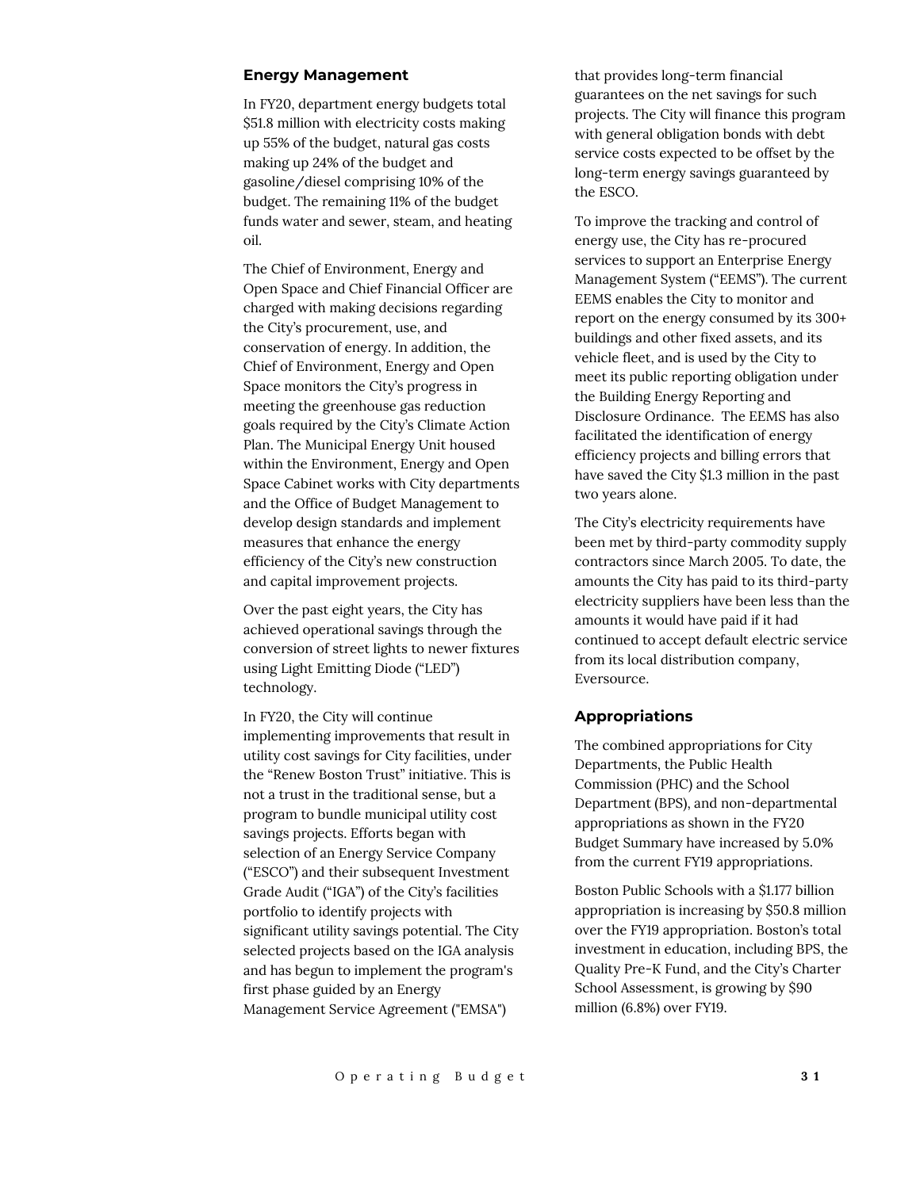## Energy Management

In FY20, department energy budgets total $51.8 million with electricity costs making up 55% of the budget, natural gas costs making up 24% of the budget and gasoline/diesel comprising 10% of the budget. The remaining 11% of the budget funds water and sewer, steam, and heating oil.

The Chief of Environment, Energy and Open Space and Chief Financial Officer are charged with making decisions regarding the City's procurement, use, and conservation of energy. In addition, the Chief of Environment, Energy and Open Space monitors the City's progress in meeting the greenhouse gas reduction goals required by the City's Climate Action Plan. The Municipal Energy Unit housed within the Environment, Energy and Open Space Cabinet works with City departments and the Office of Budget Management to develop design standards and implement measures that enhance the energy efficiency of the City's new construction and capital improvement projects.

Over the past eight years, the City has achieved operational savings through the conversion of street lights to newer fixtures using Light Emitting Diode ("LED") technology.

In FY20, the City will continue implementing improvements that result in utility cost savings for City facilities, under the "Renew Boston Trust" initiative. This is not a trust in the traditional sense, but a program to bundle municipal utility cost savings projects. Efforts began with selection of an Energy Service Company ("ESCO") and their subsequent Investment Grade Audit ("IGA") of the City's facilities portfolio to identify projects with significant utility savings potential. The City selected projects based on the IGA analysis and has begun to implement the program's first phase guided by an Energy Management Service Agreement ("EMSA") that provides long-term financial guarantees on the net savings for such projects. The City will finance this program with general obligation bonds with debt service costs expected to be offset by the long-term energy savings guaranteed by the ESCO.

To improve the tracking and control of energy use, the City has re-procured services to support an Enterprise Energy Management System ("EEMS"). The current EEMS enables the City to monitor and report on the energy consumed by its 300+ buildings and other fixed assets, and its vehicle fleet, and is used by the City to meet its public reporting obligation under the Building Energy Reporting and Disclosure Ordinance. The EEMS has also facilitated the identification of energy efficiency projects and billing errors that have saved the City $1.3 million in the past two years alone.

The City's electricity requirements have been met by third-party commodity supply contractors since March 2005. To date, the amounts the City has paid to its third-party electricity suppliers have been less than the amounts it would have paid if it had continued to accept default electric service from its local distribution company, Eversource.

## Appropriations

The combined appropriations for City Departments, the Public Health Commission (PHC) and the School Department (BPS), and non-departmental appropriations as shown in the FY20 Budget Summary have increased by 5.0% from the current FY19 appropriations.

Boston Public Schools with a $1.177 billion appropriation is increasing by $50.8 million over the FY19 appropriation. Boston's total investment in education, including BPS, the Quality Pre-K Fund, and the City's Charter School Assessment, is growing by $90 million (6.8%) over FY19.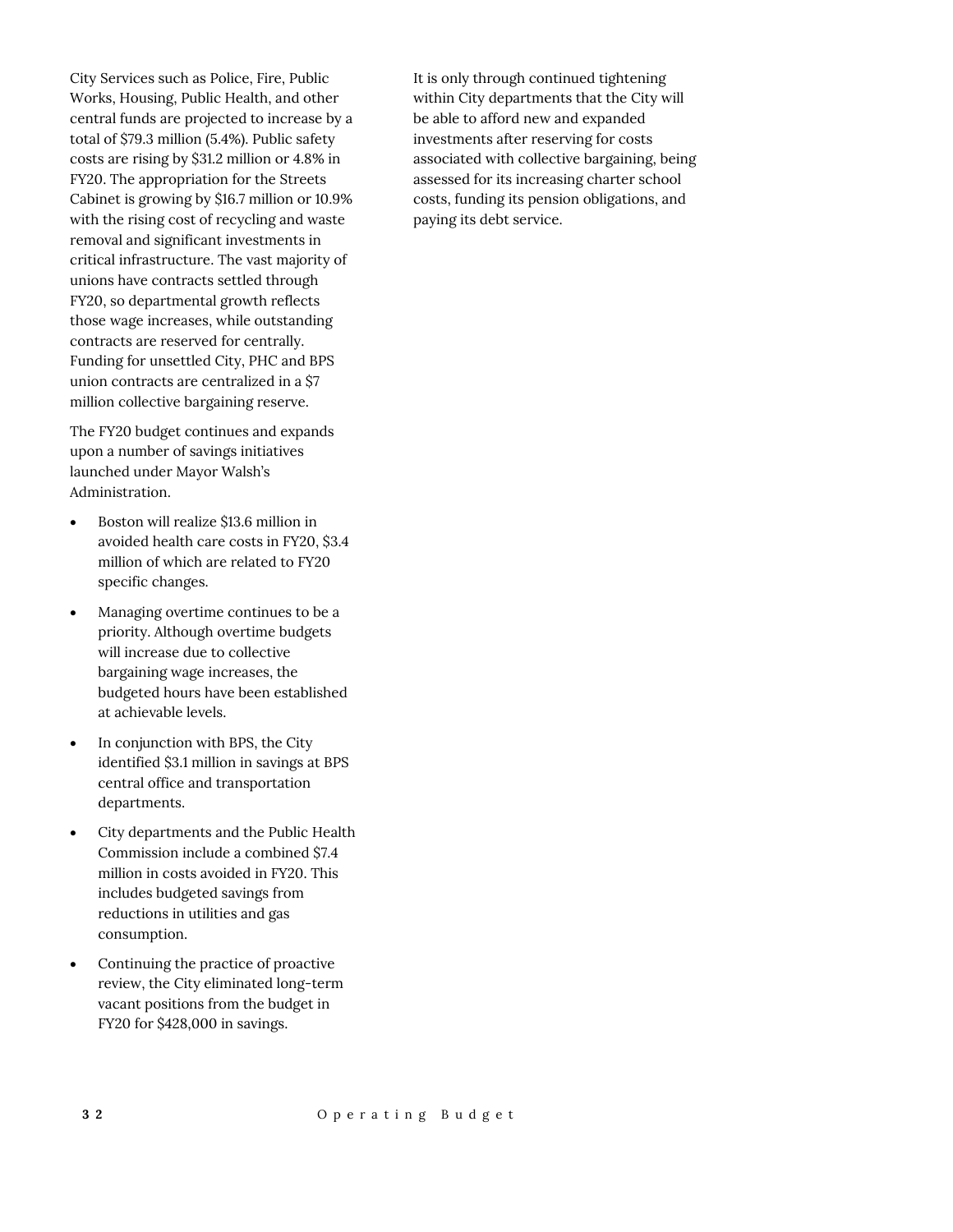City Services such as Police, Fire, Public Works, Housing, Public Health, and other central funds are projected to increase by a total of $79.3 million (5.4%). Public safety costs are rising by $31.2 million or 4.8% in FY20. The appropriation for the Streets Cabinet is growing by $16.7 million or 10.9% with the rising cost of recycling and waste removal and significant investments in critical infrastructure. The vast majority of unions have contracts settled through FY20, so departmental growth reflects those wage increases, while outstanding contracts are reserved for centrally. Funding for unsettled City, PHC and BPS union contracts are centralized in a $7 million collective bargaining reserve.

The FY20 budget continues and expands upon a number of savings initiatives launched under Mayor Walsh's Administration.

- Boston will realize $13.6 million in avoided health care costs in FY20, $3.4 million of which are related to FY20 specific changes.
- Managing overtime continues to be a priority. Although overtime budgets will increase due to collective bargaining wage increases, the budgeted hours have been established at achievable levels.
- In conjunction with BPS, the City identified $3.1 million in savings at BPS central office and transportation departments.
- City departments and the Public Health Commission include a combined $7.4 million in costs avoided in FY20. This includes budgeted savings from reductions in utilities and gas consumption.
- Continuing the practice of proactive review, the City eliminated long-term vacant positions from the budget in FY20 for $428,000 in savings.

It is only through continued tightening within City departments that the City will be able to afford new and expanded investments after reserving for costs associated with collective bargaining, being assessed for its increasing charter school costs, funding its pension obligations, and paying its debt service.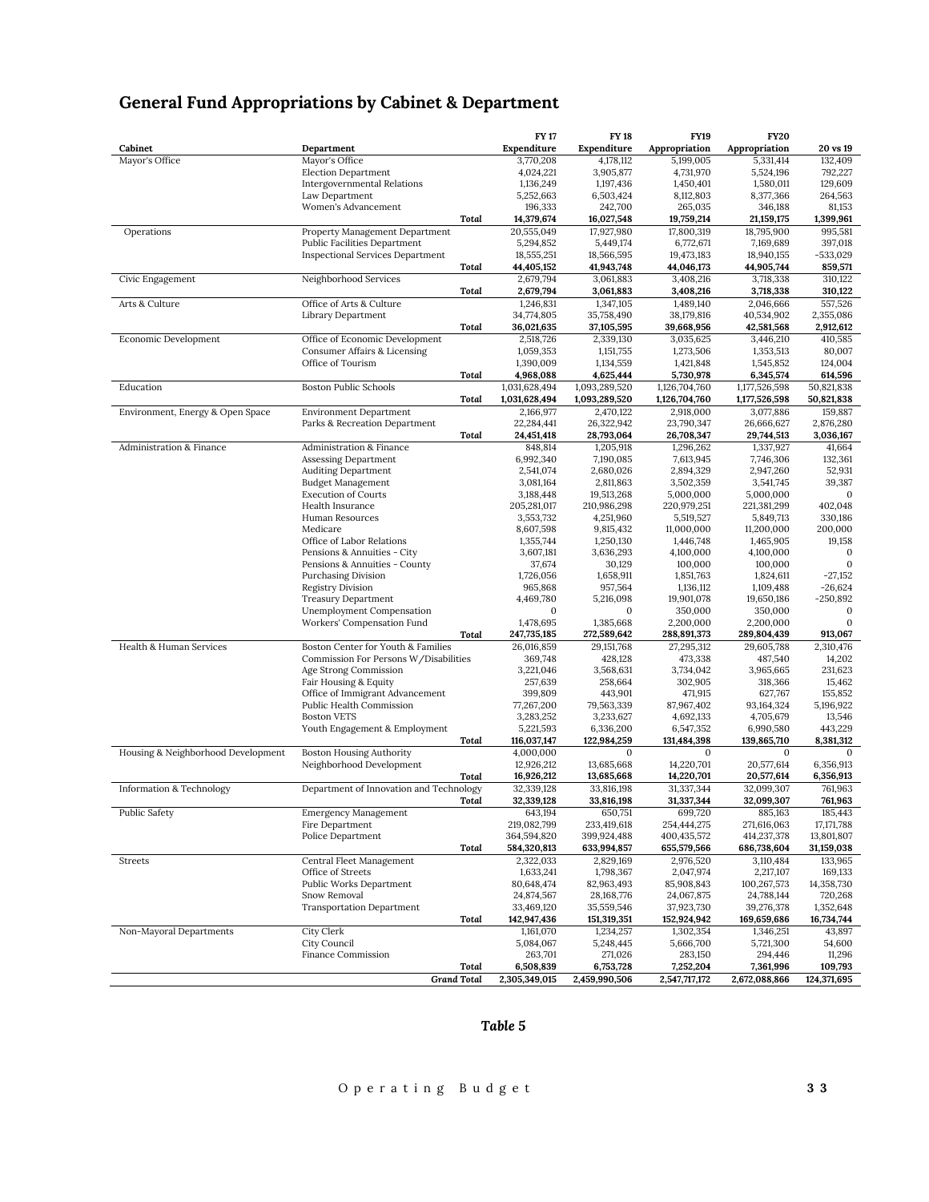## General Fund Appropriations by Cabinet & Department

| Cabinet | Department | FY 17 Expenditure | FY 18 Expenditure | FY19 Appropriation | FY20 Appropriation | 20 vs 19 |
|---|---|---|---|---|---|---|
| Mayor's Office | Mayor's Office | 3,770,208 | 4,178,112 | 5,199,005 | 5,331,414 | 132,409 |
| | Election Department | 4,024,221 | 3,905,877 | 4,731,970 | 5,524,196 | 792,227 |
| | Intergovernmental Relations | 1,136,249 | 1,197,436 | 1,450,401 | 1,580,011 | 129,609 |
| | Law Department | 5,252,663 | 6,503,424 | 8,112,803 | 8,377,366 | 264,563 |
| | Women's Advancement | 196,333 | 242,700 | 265,035 | 346,188 | 81,153 |
| | *Total* | **14,379,674** | **16,027,548** | **19,759,214** | **21,159,175** | **1,399,961** |
| Operations | Property Management Department | 20,555,049 | 17,927,980 | 17,800,319 | 18,795,900 | 995,581 |
| | Public Facilities Department | 5,294,852 | 5,449,174 | 6,772,671 | 7,169,689 | 397,018 |
| | Inspectional Services Department | 18,555,251 | 18,566,595 | 19,473,183 | 18,940,155 | -533,029 |
| | *Total* | **44,405,152** | **41,943,748** | **44,046,173** | **44,905,744** | **859,571** |
| Civic Engagement | Neighborhood Services | 2,679,794 | 3,061,883 | 3,408,216 | 3,718,338 | 310,122 |
| | *Total* | **2,679,794** | **3,061,883** | **3,408,216** | **3,718,338** | **310,122** |
| Arts & Culture | Office of Arts & Culture | 1,246,831 | 1,347,105 | 1,489,140 | 2,046,666 | 557,526 |
| | Library Department | 34,774,805 | 35,758,490 | 38,179,816 | 40,534,902 | 2,355,086 |
| | *Total* | **36,021,635** | **37,105,595** | **39,668,956** | **42,581,568** | **2,912,612** |
| Economic Development | Office of Economic Development | 2,518,726 | 2,339,130 | 3,035,625 | 3,446,210 | 410,585 |
| | Consumer Affairs & Licensing | 1,059,353 | 1,151,755 | 1,273,506 | 1,353,513 | 80,007 |
| | Office of Tourism | 1,390,009 | 1,134,559 | 1,421,848 | 1,545,852 | 124,004 |
| | *Total* | **4,968,088** | **4,625,444** | **5,730,978** | **6,345,574** | **614,596** |
| Education | Boston Public Schools | 1,031,628,494 | 1,093,289,520 | 1,126,704,760 | 1,177,526,598 | 50,821,838 |
| | *Total* | **1,031,628,494** | **1,093,289,520** | **1,126,704,760** | **1,177,526,598** | **50,821,838** |
| Environment, Energy & Open Space | Environment Department | 2,166,977 | 2,470,122 | 2,918,000 | 3,077,886 | 159,887 |
| | Parks & Recreation Department | 22,284,441 | 26,322,942 | 23,790,347 | 26,666,627 | 2,876,280 |
| | *Total* | **24,451,418** | **28,793,064** | **26,708,347** | **29,744,513** | **3,036,167** |
| Administration & Finance | Administration & Finance | 848,814 | 1,205,918 | 1,296,262 | 1,337,927 | 41,664 |
| | Assessing Department | 6,992,340 | 7,190,085 | 7,613,945 | 7,746,306 | 132,361 |
| | Auditing Department | 2,541,074 | 2,680,026 | 2,894,329 | 2,947,260 | 52,931 |
| | Budget Management | 3,081,164 | 2,811,863 | 3,502,359 | 3,541,745 | 39,387 |
| | Execution of Courts | 3,188,448 | 19,513,268 | 5,000,000 | 5,000,000 | 0 |
| | Health Insurance | 205,281,017 | 210,986,298 | 220,979,251 | 221,381,299 | 402,048 |
| | Human Resources | 3,553,732 | 4,251,960 | 5,519,527 | 5,849,713 | 330,186 |
| | Medicare | 8,607,598 | 9,815,432 | 11,000,000 | 11,200,000 | 200,000 |
| | Office of Labor Relations | 1,355,744 | 1,250,130 | 1,446,748 | 1,465,905 | 19,158 |
| | Pensions & Annuities - City | 3,607,181 | 3,636,293 | 4,100,000 | 4,100,000 | 0 |
| | Pensions & Annuities - County | 37,674 | 30,129 | 100,000 | 100,000 | 0 |
| | Purchasing Division | 1,726,056 | 1,658,911 | 1,851,763 | 1,824,611 | -27,152 |
| | Registry Division | 965,868 | 957,564 | 1,136,112 | 1,109,488 | -26,624 |
| | Treasury Department | 4,469,780 | 5,216,098 | 19,901,078 | 19,650,186 | -250,892 |
| | Unemployment Compensation | 0 | 0 | 350,000 | 350,000 | 0 |
| | Workers' Compensation Fund | 1,478,695 | 1,385,668 | 2,200,000 | 2,200,000 | 0 |
| | *Total* | **247,735,185** | **272,589,642** | **288,891,373** | **289,804,439** | **913,067** |
| Health & Human Services | Boston Center for Youth & Families | 26,016,859 | 29,151,768 | 27,295,312 | 29,605,788 | 2,310,476 |
| | Commission For Persons W/Disabilities | 369,748 | 428,128 | 473,338 | 487,540 | 14,202 |
| | Age Strong Commission | 3,221,046 | 3,568,631 | 3,734,042 | 3,965,665 | 231,623 |
| | Fair Housing & Equity | 257,639 | 258,664 | 302,905 | 318,366 | 15,462 |
| | Office of Immigrant Advancement | 399,809 | 443,901 | 471,915 | 627,767 | 155,852 |
| | Public Health Commission | 77,267,200 | 79,563,339 | 87,967,402 | 93,164,324 | 5,196,922 |
| | Boston VETS | 3,283,252 | 3,233,627 | 4,692,133 | 4,705,679 | 13,546 |
| | Youth Engagement & Employment | 5,221,593 | 6,336,200 | 6,547,352 | 6,990,580 | 443,229 |
| | *Total* | **116,037,147** | **122,984,259** | **131,484,398** | **139,865,710** | **8,381,312** |
| Housing & Neighborhood Development | Boston Housing Authority | 4,000,000 | 0 | 0 | 0 | 0 |
| | Neighborhood Development | 12,926,212 | 13,685,668 | 14,220,701 | 20,577,614 | 6,356,913 |
| | *Total* | **16,926,212** | **13,685,668** | **14,220,701** | **20,577,614** | **6,356,913** |
| Information & Technology | Department of Innovation and Technology | 32,339,128 | 33,816,198 | 31,337,344 | 32,099,307 | 761,963 |
| | *Total* | **32,339,128** | **33,816,198** | **31,337,344** | **32,099,307** | **761,963** |
| Public Safety | Emergency Management | 643,194 | 650,751 | 699,720 | 885,163 | 185,443 |
| | Fire Department | 219,082,799 | 233,419,618 | 254,444,275 | 271,616,063 | 17,171,788 |
| | Police Department | 364,594,820 | 399,924,488 | 400,435,572 | 414,237,378 | 13,801,807 |
| | *Total* | **584,320,813** | **633,994,857** | **655,579,566** | **686,738,604** | **31,159,038** |
| Streets | Central Fleet Management | 2,322,033 | 2,829,169 | 2,976,520 | 3,110,484 | 133,965 |
| | Office of Streets | 1,633,241 | 1,798,367 | 2,047,974 | 2,217,107 | 169,133 |
| | Public Works Department | 80,648,474 | 82,963,493 | 85,908,843 | 100,267,573 | 14,358,730 |
| | Snow Removal | 24,874,567 | 28,168,776 | 24,067,875 | 24,788,144 | 720,268 |
| | Transportation Department | 33,469,120 | 35,559,546 | 37,923,730 | 39,276,378 | 1,352,648 |
| | *Total* | **142,947,436** | **151,319,351** | **152,924,942** | **169,659,686** | **16,734,744** |
| Non-Mayoral Departments | City Clerk | 1,161,070 | 1,234,257 | 1,302,354 | 1,346,251 | 43,897 |
| | City Council | 5,084,067 | 5,248,445 | 5,666,700 | 5,721,300 | 54,600 |
| | Finance Commission | 263,701 | 271,026 | 283,150 | 294,446 | 11,296 |
| | *Total* | **6,508,839** | **6,753,728** | **7,252,204** | **7,361,996** | **109,793** |
| | ***Grand Total*** | **2,305,349,015** | **2,459,990,506** | **2,547,717,172** | **2,672,088,866** | **124,371,695** |

***Table 5***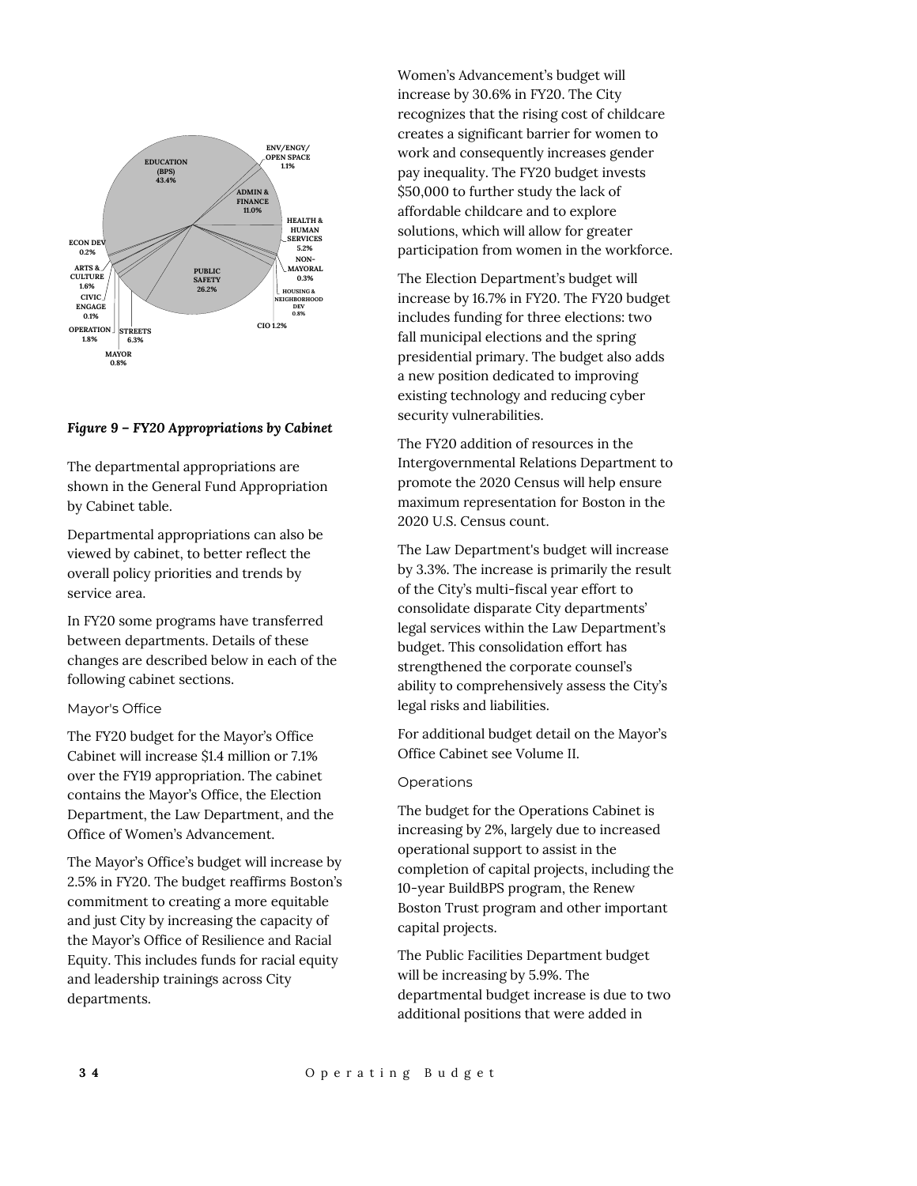*Figure 9 – FY20 Appropriations by Cabinet*

The departmental appropriations are shown in the General Fund Appropriation by Cabinet table.

Departmental appropriations can also be viewed by cabinet, to better reflect the overall policy priorities and trends by service area.

In FY20 some programs have transferred between departments. Details of these changes are described below in each of the following cabinet sections.

### Mayor's Office

The FY20 budget for the Mayor's Office Cabinet will increase $1.4 million or 7.1% over the FY19 appropriation. The cabinet contains the Mayor's Office, the Election Department, the Law Department, and the Office of Women's Advancement.

The Mayor's Office's budget will increase by 2.5% in FY20. The budget reaffirms Boston's commitment to creating a more equitable and just City by increasing the capacity of the Mayor's Office of Resilience and Racial Equity. This includes funds for racial equity and leadership trainings across City departments.

Women's Advancement's budget will increase by 30.6% in FY20. The City recognizes that the rising cost of childcare creates a significant barrier for women to work and consequently increases gender pay inequality. The FY20 budget invests $50,000 to further study the lack of affordable childcare and to explore solutions, which will allow for greater participation from women in the workforce.

The Election Department's budget will increase by 16.7% in FY20. The FY20 budget includes funding for three elections: two fall municipal elections and the spring presidential primary. The budget also adds a new position dedicated to improving existing technology and reducing cyber security vulnerabilities.

The FY20 addition of resources in the Intergovernmental Relations Department to promote the 2020 Census will help ensure maximum representation for Boston in the 2020 U.S. Census count.

The Law Department's budget will increase by 3.3%. The increase is primarily the result of the City's multi-fiscal year effort to consolidate disparate City departments' legal services within the Law Department's budget. This consolidation effort has strengthened the corporate counsel's ability to comprehensively assess the City's legal risks and liabilities.

For additional budget detail on the Mayor's Office Cabinet see Volume II.

### Operations

The budget for the Operations Cabinet is increasing by 2%, largely due to increased operational support to assist in the completion of capital projects, including the 10-year BuildBPS program, the Renew Boston Trust program and other important capital projects.

The Public Facilities Department budget will be increasing by 5.9%. The departmental budget increase is due to two additional positions that were added in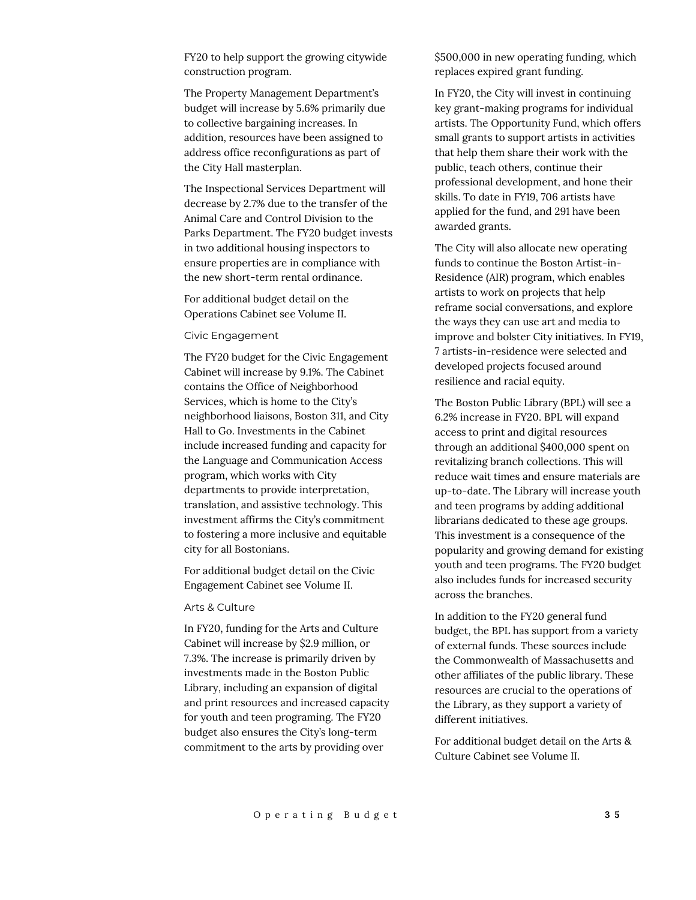FY20 to help support the growing citywide construction program.

The Property Management Department's budget will increase by 5.6% primarily due to collective bargaining increases. In addition, resources have been assigned to address office reconfigurations as part of the City Hall masterplan.

The Inspectional Services Department will decrease by 2.7% due to the transfer of the Animal Care and Control Division to the Parks Department. The FY20 budget invests in two additional housing inspectors to ensure properties are in compliance with the new short-term rental ordinance.

For additional budget detail on the Operations Cabinet see Volume II.

### Civic Engagement

The FY20 budget for the Civic Engagement Cabinet will increase by 9.1%. The Cabinet contains the Office of Neighborhood Services, which is home to the City's neighborhood liaisons, Boston 311, and City Hall to Go. Investments in the Cabinet include increased funding and capacity for the Language and Communication Access program, which works with City departments to provide interpretation, translation, and assistive technology. This investment affirms the City's commitment to fostering a more inclusive and equitable city for all Bostonians.

For additional budget detail on the Civic Engagement Cabinet see Volume II.

### Arts & Culture

In FY20, funding for the Arts and Culture Cabinet will increase by $2.9 million, or 7.3%. The increase is primarily driven by investments made in the Boston Public Library, including an expansion of digital and print resources and increased capacity for youth and teen programing. The FY20 budget also ensures the City's long-term commitment to the arts by providing over $500,000 in new operating funding, which replaces expired grant funding.

In FY20, the City will invest in continuing key grant-making programs for individual artists. The Opportunity Fund, which offers small grants to support artists in activities that help them share their work with the public, teach others, continue their professional development, and hone their skills. To date in FY19, 706 artists have applied for the fund, and 291 have been awarded grants.

The City will also allocate new operating funds to continue the Boston Artist-in-Residence (AIR) program, which enables artists to work on projects that help reframe social conversations, and explore the ways they can use art and media to improve and bolster City initiatives. In FY19, 7 artists-in-residence were selected and developed projects focused around resilience and racial equity.

The Boston Public Library (BPL) will see a 6.2% increase in FY20. BPL will expand access to print and digital resources through an additional $400,000 spent on revitalizing branch collections. This will reduce wait times and ensure materials are up-to-date. The Library will increase youth and teen programs by adding additional librarians dedicated to these age groups. This investment is a consequence of the popularity and growing demand for existing youth and teen programs. The FY20 budget also includes funds for increased security across the branches.

In addition to the FY20 general fund budget, the BPL has support from a variety of external funds. These sources include the Commonwealth of Massachusetts and other affiliates of the public library. These resources are crucial to the operations of the Library, as they support a variety of different initiatives.

For additional budget detail on the Arts & Culture Cabinet see Volume II.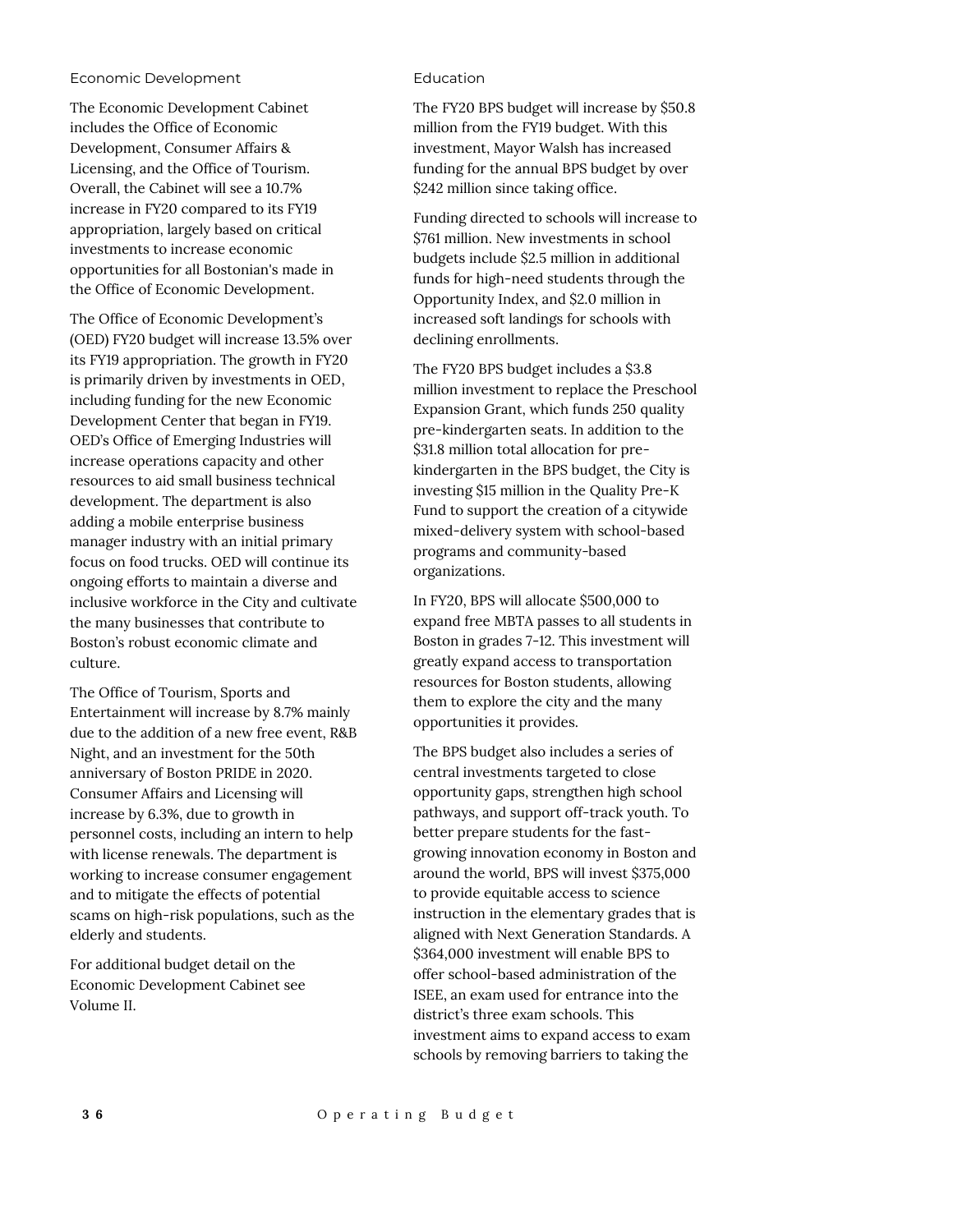## Economic Development

The Economic Development Cabinet includes the Office of Economic Development, Consumer Affairs & Licensing, and the Office of Tourism. Overall, the Cabinet will see a 10.7% increase in FY20 compared to its FY19 appropriation, largely based on critical investments to increase economic opportunities for all Bostonian's made in the Office of Economic Development.

The Office of Economic Development's (OED) FY20 budget will increase 13.5% over its FY19 appropriation. The growth in FY20 is primarily driven by investments in OED, including funding for the new Economic Development Center that began in FY19. OED's Office of Emerging Industries will increase operations capacity and other resources to aid small business technical development. The department is also adding a mobile enterprise business manager industry with an initial primary focus on food trucks. OED will continue its ongoing efforts to maintain a diverse and inclusive workforce in the City and cultivate the many businesses that contribute to Boston's robust economic climate and culture.

The Office of Tourism, Sports and Entertainment will increase by 8.7% mainly due to the addition of a new free event, R&B Night, and an investment for the 50th anniversary of Boston PRIDE in 2020. Consumer Affairs and Licensing will increase by 6.3%, due to growth in personnel costs, including an intern to help with license renewals. The department is working to increase consumer engagement and to mitigate the effects of potential scams on high-risk populations, such as the elderly and students.

For additional budget detail on the Economic Development Cabinet see Volume II.

## Education

The FY20 BPS budget will increase by $50.8 million from the FY19 budget. With this investment, Mayor Walsh has increased funding for the annual BPS budget by over $242 million since taking office.

Funding directed to schools will increase to $761 million. New investments in school budgets include $2.5 million in additional funds for high-need students through the Opportunity Index, and $2.0 million in increased soft landings for schools with declining enrollments.

The FY20 BPS budget includes a $3.8 million investment to replace the Preschool Expansion Grant, which funds 250 quality pre-kindergarten seats. In addition to the $31.8 million total allocation for pre-kindergarten in the BPS budget, the City is investing $15 million in the Quality Pre-K Fund to support the creation of a citywide mixed-delivery system with school-based programs and community-based organizations.

In FY20, BPS will allocate $500,000 to expand free MBTA passes to all students in Boston in grades 7-12. This investment will greatly expand access to transportation resources for Boston students, allowing them to explore the city and the many opportunities it provides.

The BPS budget also includes a series of central investments targeted to close opportunity gaps, strengthen high school pathways, and support off-track youth. To better prepare students for the fast-growing innovation economy in Boston and around the world, BPS will invest $375,000 to provide equitable access to science instruction in the elementary grades that is aligned with Next Generation Standards. A $364,000 investment will enable BPS to offer school-based administration of the ISEE, an exam used for entrance into the district's three exam schools. This investment aims to expand access to exam schools by removing barriers to taking the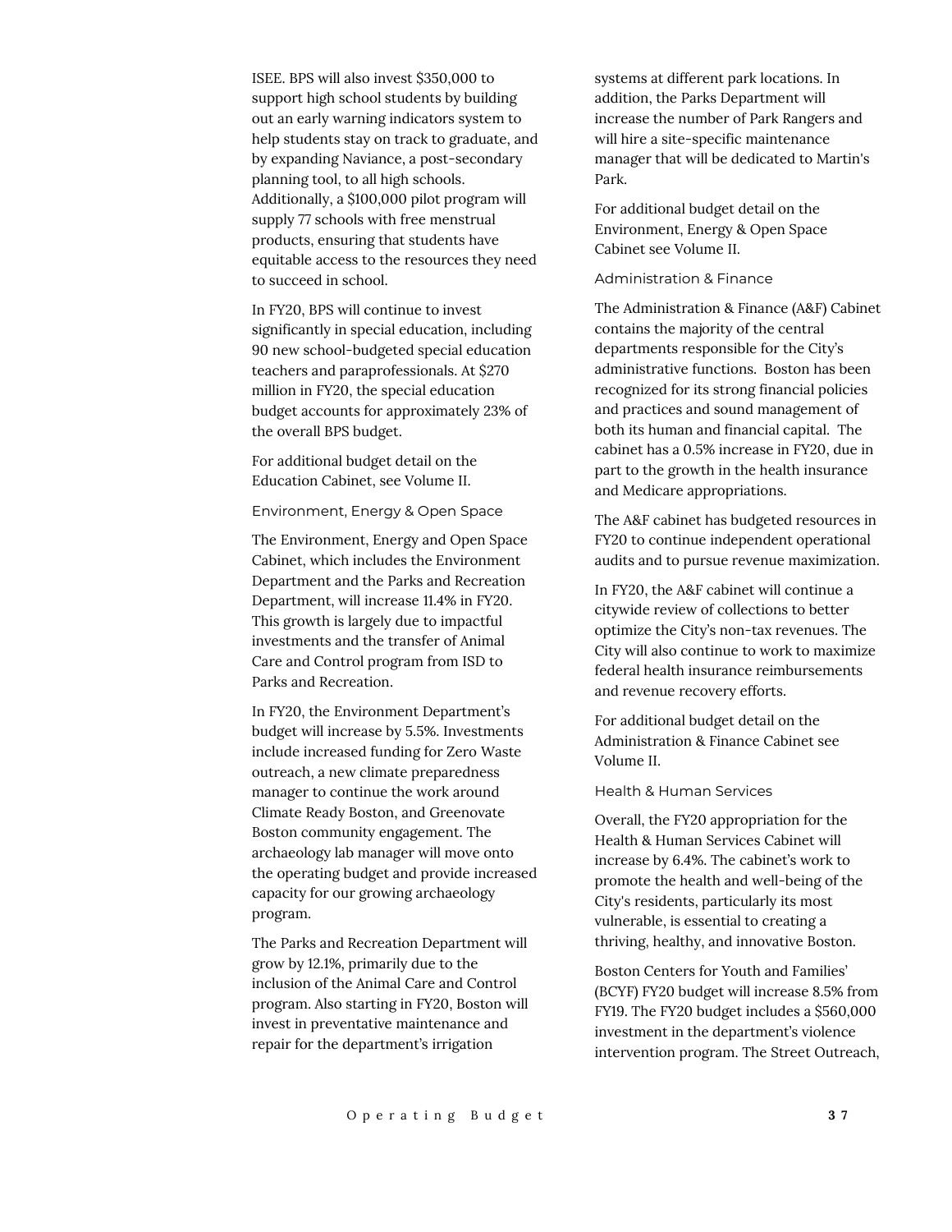ISEE. BPS will also invest $350,000 to support high school students by building out an early warning indicators system to help students stay on track to graduate, and by expanding Naviance, a post-secondary planning tool, to all high schools. Additionally, a $100,000 pilot program will supply 77 schools with free menstrual products, ensuring that students have equitable access to the resources they need to succeed in school.

In FY20, BPS will continue to invest significantly in special education, including 90 new school-budgeted special education teachers and paraprofessionals. At $270 million in FY20, the special education budget accounts for approximately 23% of the overall BPS budget.

For additional budget detail on the Education Cabinet, see Volume II.

### Environment, Energy & Open Space

The Environment, Energy and Open Space Cabinet, which includes the Environment Department and the Parks and Recreation Department, will increase 11.4% in FY20. This growth is largely due to impactful investments and the transfer of Animal Care and Control program from ISD to Parks and Recreation.

In FY20, the Environment Department's budget will increase by 5.5%. Investments include increased funding for Zero Waste outreach, a new climate preparedness manager to continue the work around Climate Ready Boston, and Greenovate Boston community engagement. The archaeology lab manager will move onto the operating budget and provide increased capacity for our growing archaeology program.

The Parks and Recreation Department will grow by 12.1%, primarily due to the inclusion of the Animal Care and Control program. Also starting in FY20, Boston will invest in preventative maintenance and repair for the department's irrigation systems at different park locations. In addition, the Parks Department will increase the number of Park Rangers and will hire a site-specific maintenance manager that will be dedicated to Martin's Park.

For additional budget detail on the Environment, Energy & Open Space Cabinet see Volume II.

### Administration & Finance

The Administration & Finance (A&F) Cabinet contains the majority of the central departments responsible for the City's administrative functions. Boston has been recognized for its strong financial policies and practices and sound management of both its human and financial capital. The cabinet has a 0.5% increase in FY20, due in part to the growth in the health insurance and Medicare appropriations.

The A&F cabinet has budgeted resources in FY20 to continue independent operational audits and to pursue revenue maximization.

In FY20, the A&F cabinet will continue a citywide review of collections to better optimize the City's non-tax revenues. The City will also continue to work to maximize federal health insurance reimbursements and revenue recovery efforts.

For additional budget detail on the Administration & Finance Cabinet see Volume II.

### Health & Human Services

Overall, the FY20 appropriation for the Health & Human Services Cabinet will increase by 6.4%. The cabinet's work to promote the health and well-being of the City's residents, particularly its most vulnerable, is essential to creating a thriving, healthy, and innovative Boston.

Boston Centers for Youth and Families' (BCYF) FY20 budget will increase 8.5% from FY19. The FY20 budget includes a $560,000 investment in the department's violence intervention program. The Street Outreach,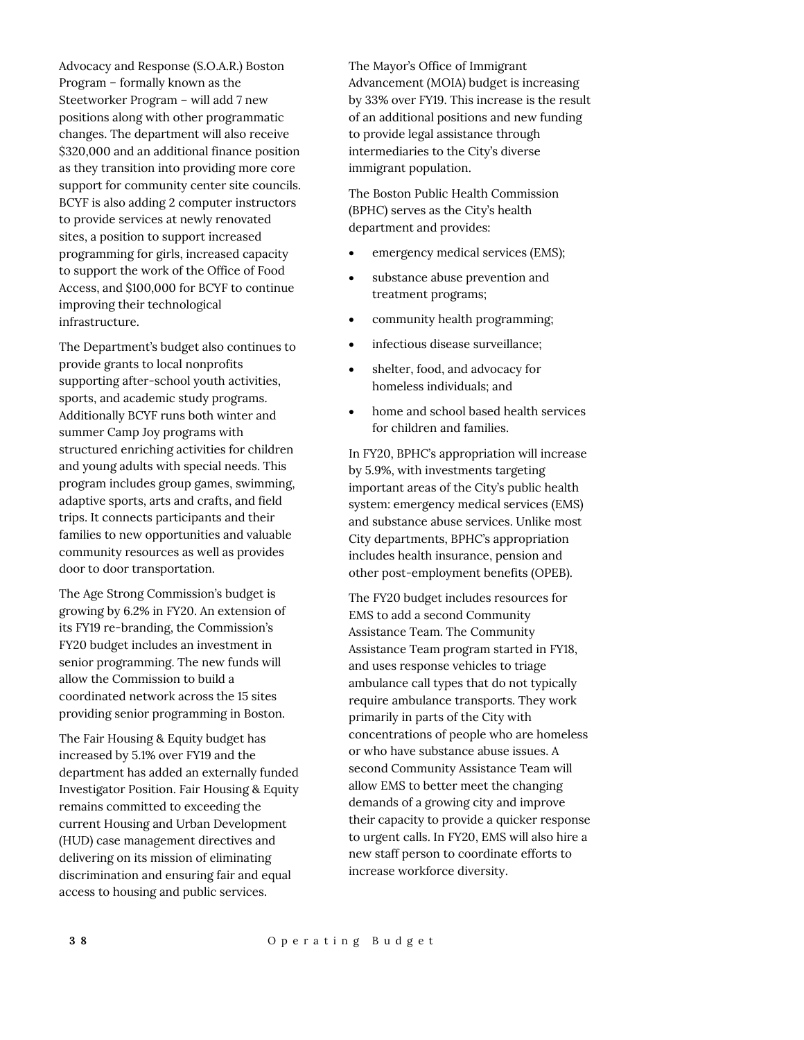Advocacy and Response (S.O.A.R.) Boston Program – formally known as the Steetworker Program – will add 7 new positions along with other programmatic changes. The department will also receive $320,000 and an additional finance position as they transition into providing more core support for community center site councils. BCYF is also adding 2 computer instructors to provide services at newly renovated sites, a position to support increased programming for girls, increased capacity to support the work of the Office of Food Access, and $100,000 for BCYF to continue improving their technological infrastructure.

The Department's budget also continues to provide grants to local nonprofits supporting after-school youth activities, sports, and academic study programs. Additionally BCYF runs both winter and summer Camp Joy programs with structured enriching activities for children and young adults with special needs. This program includes group games, swimming, adaptive sports, arts and crafts, and field trips. It connects participants and their families to new opportunities and valuable community resources as well as provides door to door transportation.

The Age Strong Commission's budget is growing by 6.2% in FY20. An extension of its FY19 re-branding, the Commission's FY20 budget includes an investment in senior programming. The new funds will allow the Commission to build a coordinated network across the 15 sites providing senior programming in Boston.

The Fair Housing & Equity budget has increased by 5.1% over FY19 and the department has added an externally funded Investigator Position. Fair Housing & Equity remains committed to exceeding the current Housing and Urban Development (HUD) case management directives and delivering on its mission of eliminating discrimination and ensuring fair and equal access to housing and public services.

The Mayor's Office of Immigrant Advancement (MOIA) budget is increasing by 33% over FY19. This increase is the result of an additional positions and new funding to provide legal assistance through intermediaries to the City's diverse immigrant population.

The Boston Public Health Commission (BPHC) serves as the City's health department and provides:

- emergency medical services (EMS);
- substance abuse prevention and treatment programs;
- community health programming;
- infectious disease surveillance;
- shelter, food, and advocacy for homeless individuals; and
- home and school based health services for children and families.

In FY20, BPHC's appropriation will increase by 5.9%, with investments targeting important areas of the City's public health system: emergency medical services (EMS) and substance abuse services. Unlike most City departments, BPHC's appropriation includes health insurance, pension and other post-employment benefits (OPEB).

The FY20 budget includes resources for EMS to add a second Community Assistance Team. The Community Assistance Team program started in FY18, and uses response vehicles to triage ambulance call types that do not typically require ambulance transports. They work primarily in parts of the City with concentrations of people who are homeless or who have substance abuse issues. A second Community Assistance Team will allow EMS to better meet the changing demands of a growing city and improve their capacity to provide a quicker response to urgent calls. In FY20, EMS will also hire a new staff person to coordinate efforts to increase workforce diversity.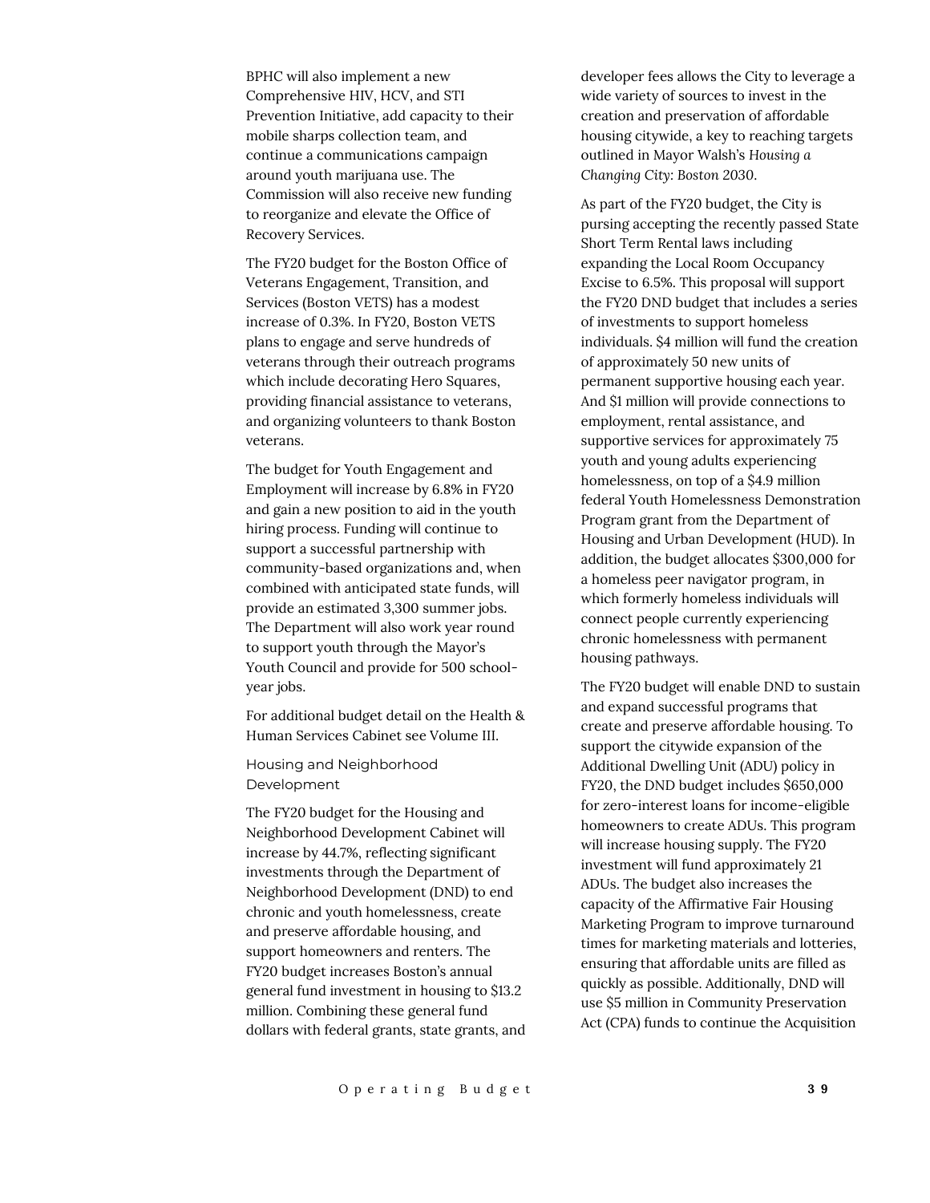BPHC will also implement a new Comprehensive HIV, HCV, and STI Prevention Initiative, add capacity to their mobile sharps collection team, and continue a communications campaign around youth marijuana use. The Commission will also receive new funding to reorganize and elevate the Office of Recovery Services.

The FY20 budget for the Boston Office of Veterans Engagement, Transition, and Services (Boston VETS) has a modest increase of 0.3%. In FY20, Boston VETS plans to engage and serve hundreds of veterans through their outreach programs which include decorating Hero Squares, providing financial assistance to veterans, and organizing volunteers to thank Boston veterans.

The budget for Youth Engagement and Employment will increase by 6.8% in FY20 and gain a new position to aid in the youth hiring process. Funding will continue to support a successful partnership with community-based organizations and, when combined with anticipated state funds, will provide an estimated 3,300 summer jobs. The Department will also work year round to support youth through the Mayor's Youth Council and provide for 500 school-year jobs.

For additional budget detail on the Health & Human Services Cabinet see Volume III.

### Housing and Neighborhood Development

The FY20 budget for the Housing and Neighborhood Development Cabinet will increase by 44.7%, reflecting significant investments through the Department of Neighborhood Development (DND) to end chronic and youth homelessness, create and preserve affordable housing, and support homeowners and renters. The FY20 budget increases Boston's annual general fund investment in housing to $13.2 million. Combining these general fund dollars with federal grants, state grants, and developer fees allows the City to leverage a wide variety of sources to invest in the creation and preservation of affordable housing citywide, a key to reaching targets outlined in Mayor Walsh's *Housing a Changing City: Boston 2030*.

As part of the FY20 budget, the City is pursing accepting the recently passed State Short Term Rental laws including expanding the Local Room Occupancy Excise to 6.5%. This proposal will support the FY20 DND budget that includes a series of investments to support homeless individuals. $4 million will fund the creation of approximately 50 new units of permanent supportive housing each year. And $1 million will provide connections to employment, rental assistance, and supportive services for approximately 75 youth and young adults experiencing homelessness, on top of a $4.9 million federal Youth Homelessness Demonstration Program grant from the Department of Housing and Urban Development (HUD). In addition, the budget allocates $300,000 for a homeless peer navigator program, in which formerly homeless individuals will connect people currently experiencing chronic homelessness with permanent housing pathways.

The FY20 budget will enable DND to sustain and expand successful programs that create and preserve affordable housing. To support the citywide expansion of the Additional Dwelling Unit (ADU) policy in FY20, the DND budget includes $650,000 for zero-interest loans for income-eligible homeowners to create ADUs. This program will increase housing supply. The FY20 investment will fund approximately 21 ADUs. The budget also increases the capacity of the Affirmative Fair Housing Marketing Program to improve turnaround times for marketing materials and lotteries, ensuring that affordable units are filled as quickly as possible. Additionally, DND will use $5 million in Community Preservation Act (CPA) funds to continue the Acquisition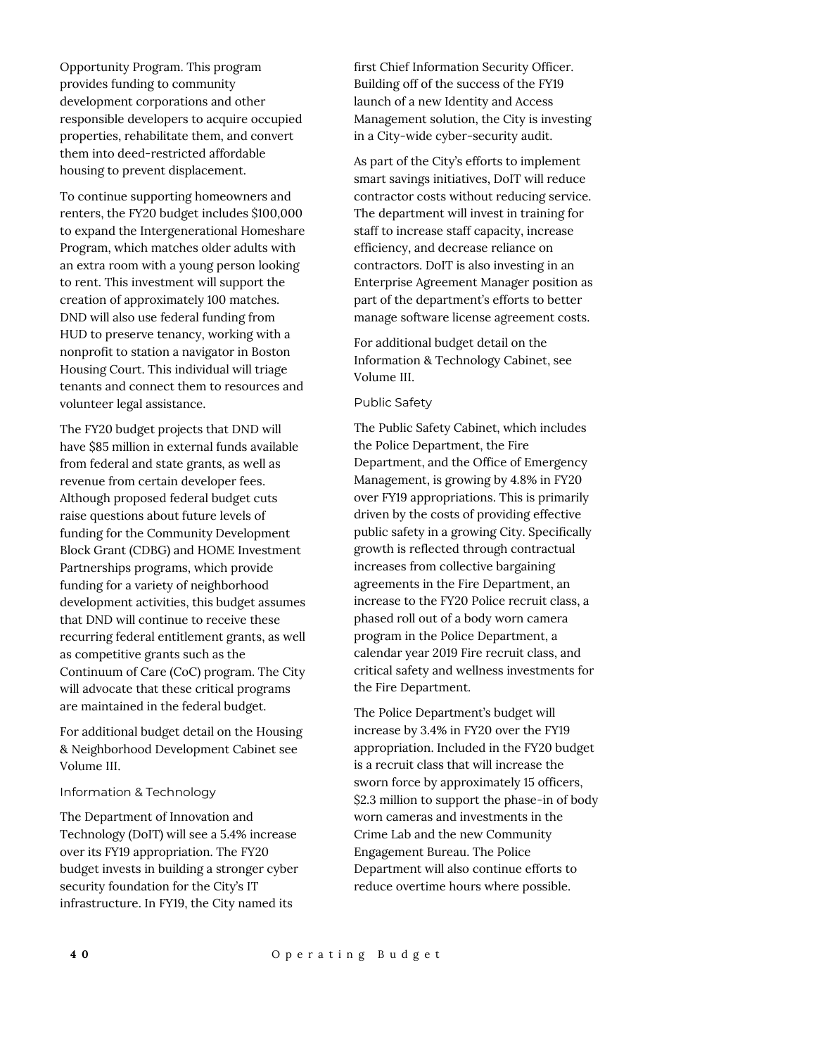Opportunity Program. This program provides funding to community development corporations and other responsible developers to acquire occupied properties, rehabilitate them, and convert them into deed-restricted affordable housing to prevent displacement.

To continue supporting homeowners and renters, the FY20 budget includes $100,000 to expand the Intergenerational Homeshare Program, which matches older adults with an extra room with a young person looking to rent. This investment will support the creation of approximately 100 matches. DND will also use federal funding from HUD to preserve tenancy, working with a nonprofit to station a navigator in Boston Housing Court. This individual will triage tenants and connect them to resources and volunteer legal assistance.

The FY20 budget projects that DND will have $85 million in external funds available from federal and state grants, as well as revenue from certain developer fees. Although proposed federal budget cuts raise questions about future levels of funding for the Community Development Block Grant (CDBG) and HOME Investment Partnerships programs, which provide funding for a variety of neighborhood development activities, this budget assumes that DND will continue to receive these recurring federal entitlement grants, as well as competitive grants such as the Continuum of Care (CoC) program. The City will advocate that these critical programs are maintained in the federal budget.

For additional budget detail on the Housing & Neighborhood Development Cabinet see Volume III.

### Information & Technology

The Department of Innovation and Technology (DoIT) will see a 5.4% increase over its FY19 appropriation. The FY20 budget invests in building a stronger cyber security foundation for the City's IT infrastructure. In FY19, the City named its first Chief Information Security Officer. Building off of the success of the FY19 launch of a new Identity and Access Management solution, the City is investing in a City-wide cyber-security audit.

As part of the City's efforts to implement smart savings initiatives, DoIT will reduce contractor costs without reducing service. The department will invest in training for staff to increase staff capacity, increase efficiency, and decrease reliance on contractors. DoIT is also investing in an Enterprise Agreement Manager position as part of the department's efforts to better manage software license agreement costs.

For additional budget detail on the Information & Technology Cabinet, see Volume III.

### Public Safety

The Public Safety Cabinet, which includes the Police Department, the Fire Department, and the Office of Emergency Management, is growing by 4.8% in FY20 over FY19 appropriations. This is primarily driven by the costs of providing effective public safety in a growing City. Specifically growth is reflected through contractual increases from collective bargaining agreements in the Fire Department, an increase to the FY20 Police recruit class, a phased roll out of a body worn camera program in the Police Department, a calendar year 2019 Fire recruit class, and critical safety and wellness investments for the Fire Department.

The Police Department's budget will increase by 3.4% in FY20 over the FY19 appropriation. Included in the FY20 budget is a recruit class that will increase the sworn force by approximately 15 officers, $2.3 million to support the phase-in of body worn cameras and investments in the Crime Lab and the new Community Engagement Bureau. The Police Department will also continue efforts to reduce overtime hours where possible.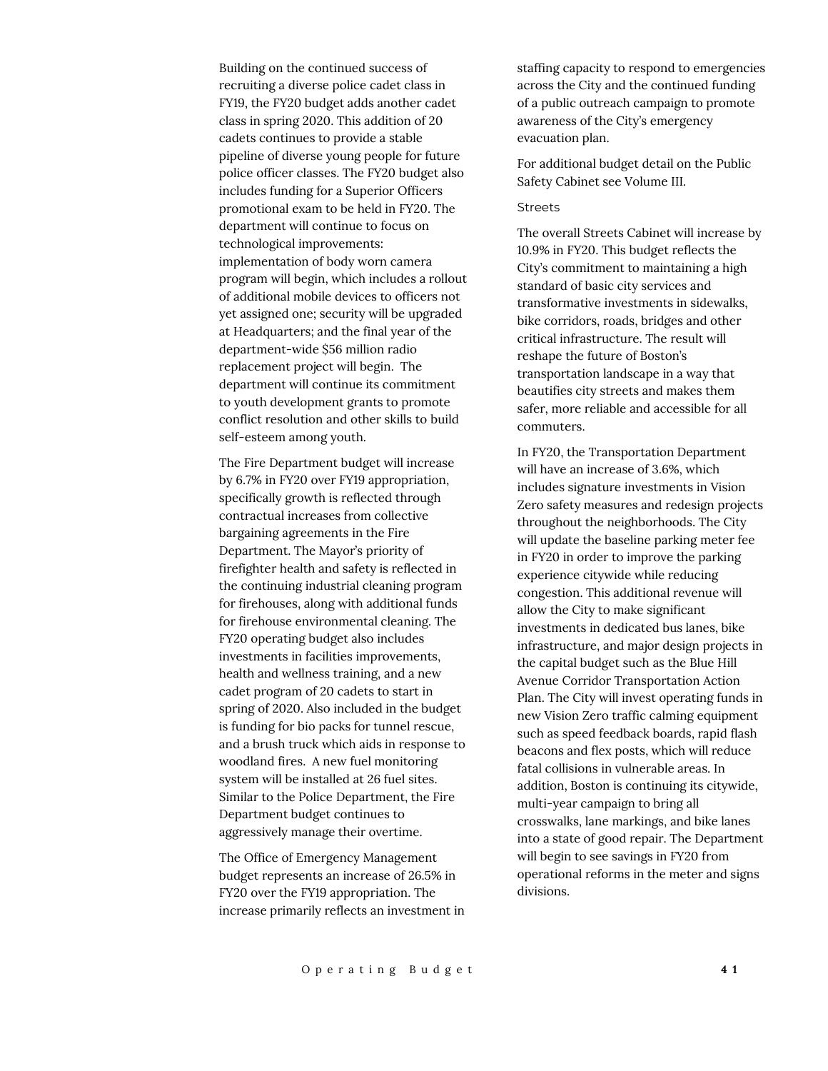Building on the continued success of recruiting a diverse police cadet class in FY19, the FY20 budget adds another cadet class in spring 2020. This addition of 20 cadets continues to provide a stable pipeline of diverse young people for future police officer classes. The FY20 budget also includes funding for a Superior Officers promotional exam to be held in FY20. The department will continue to focus on technological improvements: implementation of body worn camera program will begin, which includes a rollout of additional mobile devices to officers not yet assigned one; security will be upgraded at Headquarters; and the final year of the department-wide $56 million radio replacement project will begin. The department will continue its commitment to youth development grants to promote conflict resolution and other skills to build self-esteem among youth.

The Fire Department budget will increase by 6.7% in FY20 over FY19 appropriation, specifically growth is reflected through contractual increases from collective bargaining agreements in the Fire Department. The Mayor's priority of firefighter health and safety is reflected in the continuing industrial cleaning program for firehouses, along with additional funds for firehouse environmental cleaning. The FY20 operating budget also includes investments in facilities improvements, health and wellness training, and a new cadet program of 20 cadets to start in spring of 2020. Also included in the budget is funding for bio packs for tunnel rescue, and a brush truck which aids in response to woodland fires. A new fuel monitoring system will be installed at 26 fuel sites. Similar to the Police Department, the Fire Department budget continues to aggressively manage their overtime.

The Office of Emergency Management budget represents an increase of 26.5% in FY20 over the FY19 appropriation. The increase primarily reflects an investment in staffing capacity to respond to emergencies across the City and the continued funding of a public outreach campaign to promote awareness of the City's emergency evacuation plan.

For additional budget detail on the Public Safety Cabinet see Volume III.

### Streets

The overall Streets Cabinet will increase by 10.9% in FY20. This budget reflects the City's commitment to maintaining a high standard of basic city services and transformative investments in sidewalks, bike corridors, roads, bridges and other critical infrastructure. The result will reshape the future of Boston's transportation landscape in a way that beautifies city streets and makes them safer, more reliable and accessible for all commuters.

In FY20, the Transportation Department will have an increase of 3.6%, which includes signature investments in Vision Zero safety measures and redesign projects throughout the neighborhoods. The City will update the baseline parking meter fee in FY20 in order to improve the parking experience citywide while reducing congestion. This additional revenue will allow the City to make significant investments in dedicated bus lanes, bike infrastructure, and major design projects in the capital budget such as the Blue Hill Avenue Corridor Transportation Action Plan. The City will invest operating funds in new Vision Zero traffic calming equipment such as speed feedback boards, rapid flash beacons and flex posts, which will reduce fatal collisions in vulnerable areas. In addition, Boston is continuing its citywide, multi-year campaign to bring all crosswalks, lane markings, and bike lanes into a state of good repair. The Department will begin to see savings in FY20 from operational reforms in the meter and signs divisions.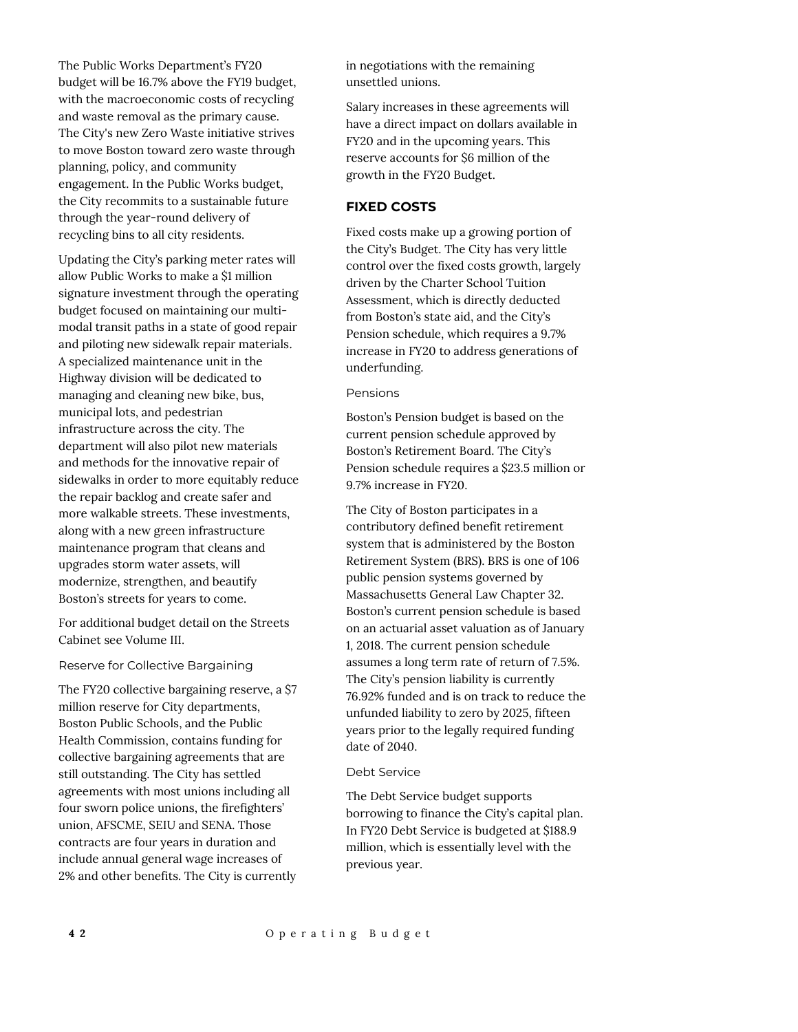The Public Works Department's FY20 budget will be 16.7% above the FY19 budget, with the macroeconomic costs of recycling and waste removal as the primary cause. The City's new Zero Waste initiative strives to move Boston toward zero waste through planning, policy, and community engagement. In the Public Works budget, the City recommits to a sustainable future through the year-round delivery of recycling bins to all city residents.

Updating the City's parking meter rates will allow Public Works to make a $1 million signature investment through the operating budget focused on maintaining our multi-modal transit paths in a state of good repair and piloting new sidewalk repair materials. A specialized maintenance unit in the Highway division will be dedicated to managing and cleaning new bike, bus, municipal lots, and pedestrian infrastructure across the city. The department will also pilot new materials and methods for the innovative repair of sidewalks in order to more equitably reduce the repair backlog and create safer and more walkable streets. These investments, along with a new green infrastructure maintenance program that cleans and upgrades storm water assets, will modernize, strengthen, and beautify Boston's streets for years to come.

For additional budget detail on the Streets Cabinet see Volume III.

### Reserve for Collective Bargaining

The FY20 collective bargaining reserve, a $7 million reserve for City departments, Boston Public Schools, and the Public Health Commission, contains funding for collective bargaining agreements that are still outstanding. The City has settled agreements with most unions including all four sworn police unions, the firefighters' union, AFSCME, SEIU and SENA. Those contracts are four years in duration and include annual general wage increases of 2% and other benefits. The City is currently in negotiations with the remaining unsettled unions.

Salary increases in these agreements will have a direct impact on dollars available in FY20 and in the upcoming years. This reserve accounts for $6 million of the growth in the FY20 Budget.

## FIXED COSTS

Fixed costs make up a growing portion of the City's Budget. The City has very little control over the fixed costs growth, largely driven by the Charter School Tuition Assessment, which is directly deducted from Boston's state aid, and the City's Pension schedule, which requires a 9.7% increase in FY20 to address generations of underfunding.

### Pensions

Boston's Pension budget is based on the current pension schedule approved by Boston's Retirement Board. The City's Pension schedule requires a $23.5 million or 9.7% increase in FY20.

The City of Boston participates in a contributory defined benefit retirement system that is administered by the Boston Retirement System (BRS). BRS is one of 106 public pension systems governed by Massachusetts General Law Chapter 32. Boston's current pension schedule is based on an actuarial asset valuation as of January 1, 2018. The current pension schedule assumes a long term rate of return of 7.5%. The City's pension liability is currently 76.92% funded and is on track to reduce the unfunded liability to zero by 2025, fifteen years prior to the legally required funding date of 2040.

### Debt Service

The Debt Service budget supports borrowing to finance the City's capital plan. In FY20 Debt Service is budgeted at $188.9 million, which is essentially level with the previous year.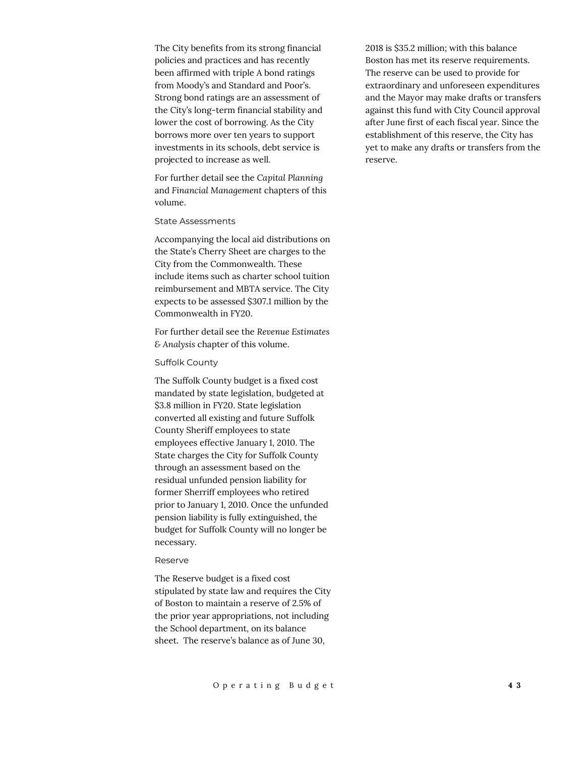The City benefits from its strong financial policies and practices and has recently been affirmed with triple A bond ratings from Moody's and Standard and Poor's. Strong bond ratings are an assessment of the City's long-term financial stability and lower the cost of borrowing. As the City borrows more over ten years to support investments in its schools, debt service is projected to increase as well.

For further detail see the *Capital Planning* and *Financial Management* chapters of this volume.

### State Assessments

Accompanying the local aid distributions on the State's Cherry Sheet are charges to the City from the Commonwealth. These include items such as charter school tuition reimbursement and MBTA service. The City expects to be assessed $307.1 million by the Commonwealth in FY20.

For further detail see the *Revenue Estimates & Analysis* chapter of this volume.

### Suffolk County

The Suffolk County budget is a fixed cost mandated by state legislation, budgeted at $3.8 million in FY20. State legislation converted all existing and future Suffolk County Sheriff employees to state employees effective January 1, 2010. The State charges the City for Suffolk County through an assessment based on the residual unfunded pension liability for former Sherriff employees who retired prior to January 1, 2010. Once the unfunded pension liability is fully extinguished, the budget for Suffolk County will no longer be necessary.

### Reserve

The Reserve budget is a fixed cost stipulated by state law and requires the City of Boston to maintain a reserve of 2.5% of the prior year appropriations, not including the School department, on its balance sheet. The reserve's balance as of June 30, 2018 is $35.2 million; with this balance Boston has met its reserve requirements. The reserve can be used to provide for extraordinary and unforeseen expenditures and the Mayor may make drafts or transfers against this fund with City Council approval after June first of each fiscal year. Since the establishment of this reserve, the City has yet to make any drafts or transfers from the reserve.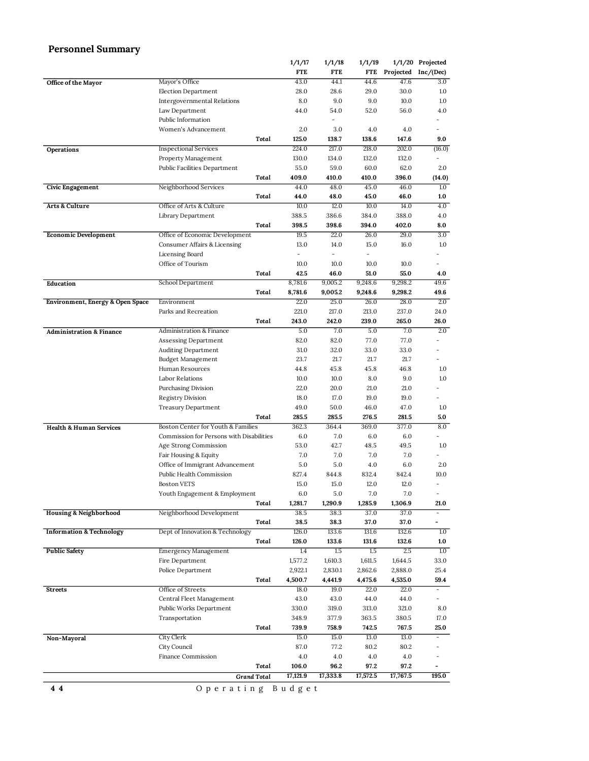## Personnel Summary

| | | 1/1/17 FTE | 1/1/18 FTE | 1/1/19 FTE | 1/1/20 Projected | Projected Inc/(Dec) |
|---|---|---|---|---|---|---|
| **Office of the Mayor** | Mayor's Office | 43.0 | 44.1 | 44.6 | 47.6 | 3.0 |
| | Election Department | 28.0 | 28.6 | 29.0 | 30.0 | 1.0 |
| | Intergovernmental Relations | 8.0 | 9.0 | 9.0 | 10.0 | 1.0 |
| | Law Department | 44.0 | 54.0 | 52.0 | 56.0 | 4.0 |
| | Public Information | | - | | | - |
| | Women's Advancement | 2.0 | 3.0 | 4.0 | 4.0 | - |
| | *Total* | **125.0** | **138.7** | **138.6** | **147.6** | **9.0** |
| **Operations** | Inspectional Services | 224.0 | 217.0 | 218.0 | 202.0 | (16.0) |
| | Property Management | 130.0 | 134.0 | 132.0 | 132.0 | - |
| | Public Facilities Department | 55.0 | 59.0 | 60.0 | 62.0 | 2.0 |
| | *Total* | **409.0** | **410.0** | **410.0** | **396.0** | **(14.0)** |
| **Civic Engagement** | Neighborhood Services | 44.0 | 48.0 | 45.0 | 46.0 | 1.0 |
| | *Total* | **44.0** | **48.0** | **45.0** | **46.0** | **1.0** |
| **Arts & Culture** | Office of Arts & Culture | 10.0 | 12.0 | 10.0 | 14.0 | 4.0 |
| | Library Department | 388.5 | 386.6 | 384.0 | 388.0 | 4.0 |
| | *Total* | **398.5** | **398.6** | **394.0** | **402.0** | **8.0** |
| **Economic Development** | Office of Economic Development | 19.5 | 22.0 | 26.0 | 29.0 | 3.0 |
| | Consumer Affairs & Licensing | 13.0 | 14.0 | 15.0 | 16.0 | 1.0 |
| | Licensing Board | - | - | - | | - |
| | Office of Tourism | 10.0 | 10.0 | 10.0 | 10.0 | - |
| | *Total* | **42.5** | **46.0** | **51.0** | **55.0** | **4.0** |
| **Education** | School Department | 8,781.6 | 9,005.2 | 9,248.6 | 9,298.2 | 49.6 |
| | *Total* | **8,781.6** | **9,005.2** | **9,248.6** | **9,298.2** | **49.6** |
| **Environment, Energy & Open Space** | Environment | 22.0 | 25.0 | 26.0 | 28.0 | 2.0 |
| | Parks and Recreation | 221.0 | 217.0 | 213.0 | 237.0 | 24.0 |
| | *Total* | **243.0** | **242.0** | **239.0** | **265.0** | **26.0** |
| **Administration & Finance** | Administration & Finance | 5.0 | 7.0 | 5.0 | 7.0 | 2.0 |
| | Assessing Department | 82.0 | 82.0 | 77.0 | 77.0 | - |
| | Auditing Department | 31.0 | 32.0 | 33.0 | 33.0 | - |
| | Budget Management | 23.7 | 21.7 | 21.7 | 21.7 | - |
| | Human Resources | 44.8 | 45.8 | 45.8 | 46.8 | 1.0 |
| | Labor Relations | 10.0 | 10.0 | 8.0 | 9.0 | 1.0 |
| | Purchasing Division | 22.0 | 20.0 | 21.0 | 21.0 | - |
| | Registry Division | 18.0 | 17.0 | 19.0 | 19.0 | - |
| | Treasury Department | 49.0 | 50.0 | 46.0 | 47.0 | 1.0 |
| | *Total* | **285.5** | **285.5** | **276.5** | **281.5** | **5.0** |
| **Health & Human Services** | Boston Center for Youth & Families | 362.3 | 364.4 | 369.0 | 377.0 | 8.0 |
| | Commission for Persons with Disabilities | 6.0 | 7.0 | 6.0 | 6.0 | - |
| | Age Strong Commission | 53.0 | 42.7 | 48.5 | 49.5 | 1.0 |
| | Fair Housing & Equity | 7.0 | 7.0 | 7.0 | 7.0 | - |
| | Office of Immigrant Advancement | 5.0 | 5.0 | 4.0 | 6.0 | 2.0 |
| | Public Health Commission | 827.4 | 844.8 | 832.4 | 842.4 | 10.0 |
| | Boston VETS | 15.0 | 15.0 | 12.0 | 12.0 | - |
| | Youth Engagement & Employment | 6.0 | 5.0 | 7.0 | 7.0 | - |
| | *Total* | **1,281.7** | **1,290.9** | **1,285.9** | **1,306.9** | **21.0** |
| **Housing & Neighborhood** | Neighborhood Development | 38.5 | 38.3 | 37.0 | 37.0 | - |
| | *Total* | **38.5** | **38.3** | **37.0** | **37.0** | **-** |
| **Information & Technology** | Dept of Innovation & Technology | 126.0 | 133.6 | 131.6 | 132.6 | 1.0 |
| | *Total* | **126.0** | **133.6** | **131.6** | **132.6** | **1.0** |
| **Public Safety** | Emergency Management | 1.4 | 1.5 | 1.5 | 2.5 | 1.0 |
| | Fire Department | 1,577.2 | 1,610.3 | 1,611.5 | 1,644.5 | 33.0 |
| | Police Department | 2,922.1 | 2,830.1 | 2,862.6 | 2,888.0 | 25.4 |
| | *Total* | **4,500.7** | **4,441.9** | **4,475.6** | **4,535.0** | **59.4** |
| **Streets** | Office of Streets | 18.0 | 19.0 | 22.0 | 22.0 | - |
| | Central Fleet Management | 43.0 | 43.0 | 44.0 | 44.0 | - |
| | Public Works Department | 330.0 | 319.0 | 313.0 | 321.0 | 8.0 |
| | Transportation | 348.9 | 377.9 | 363.5 | 380.5 | 17.0 |
| | *Total* | **739.9** | **758.9** | **742.5** | **767.5** | **25.0** |
| **Non-Mayoral** | City Clerk | 15.0 | 15.0 | 13.0 | 13.0 | - |
| | City Council | 87.0 | 77.2 | 80.2 | 80.2 | - |
| | Finance Commission | 4.0 | 4.0 | 4.0 | 4.0 | - |
| | *Total* | **106.0** | **96.2** | **97.2** | **97.2** | **-** |
| | *Grand Total* | **17,121.9** | **17,333.8** | **17,572.5** | **17,767.5** | **195.0** |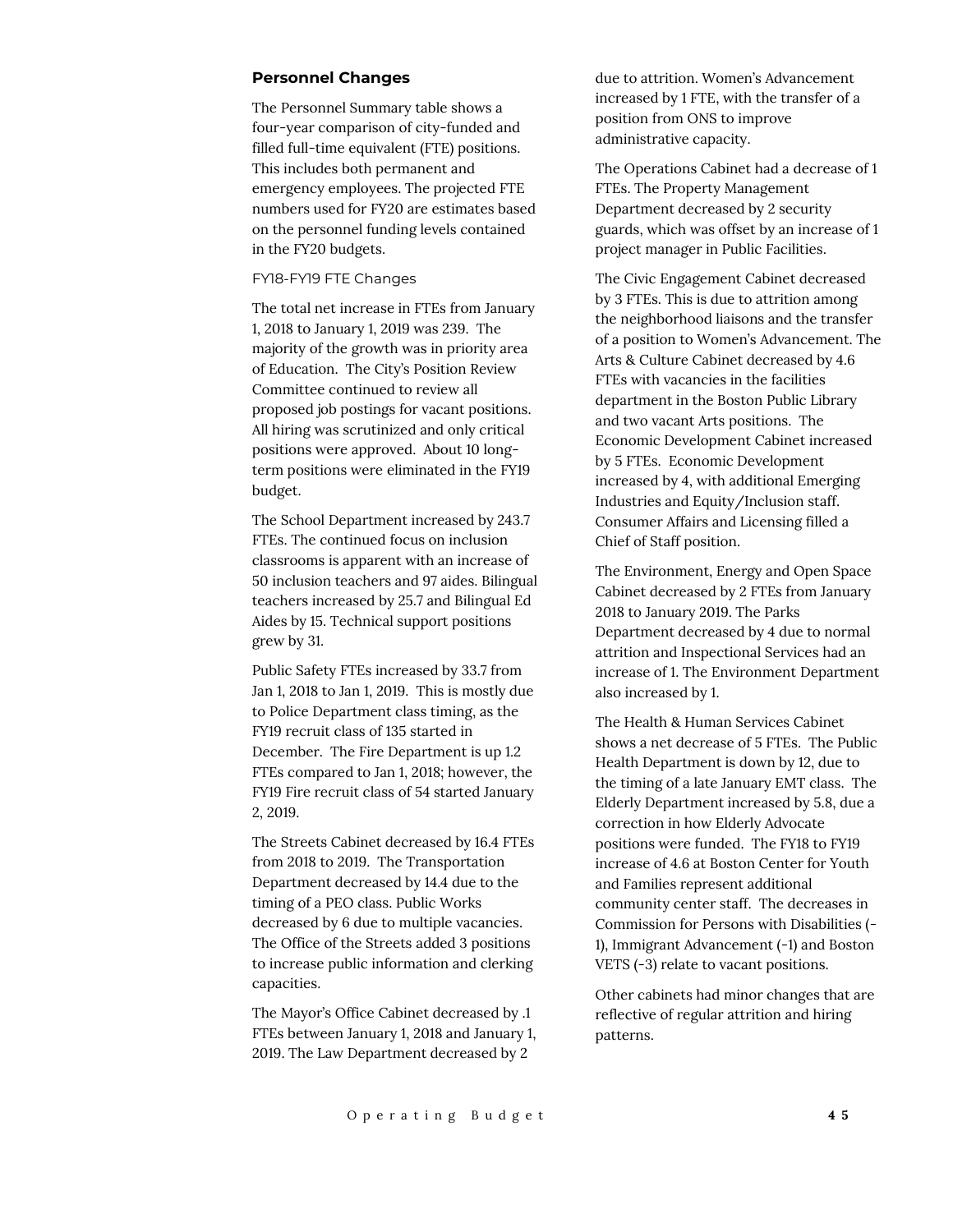## Personnel Changes

The Personnel Summary table shows a four-year comparison of city-funded and filled full-time equivalent (FTE) positions. This includes both permanent and emergency employees. The projected FTE numbers used for FY20 are estimates based on the personnel funding levels contained in the FY20 budgets.

### FY18-FY19 FTE Changes

The total net increase in FTEs from January 1, 2018 to January 1, 2019 was 239. The majority of the growth was in priority area of Education. The City's Position Review Committee continued to review all proposed job postings for vacant positions. All hiring was scrutinized and only critical positions were approved. About 10 long-term positions were eliminated in the FY19 budget.

The School Department increased by 243.7 FTEs. The continued focus on inclusion classrooms is apparent with an increase of 50 inclusion teachers and 97 aides. Bilingual teachers increased by 25.7 and Bilingual Ed Aides by 15. Technical support positions grew by 31.

Public Safety FTEs increased by 33.7 from Jan 1, 2018 to Jan 1, 2019. This is mostly due to Police Department class timing, as the FY19 recruit class of 135 started in December. The Fire Department is up 1.2 FTEs compared to Jan 1, 2018; however, the FY19 Fire recruit class of 54 started January 2, 2019.

The Streets Cabinet decreased by 16.4 FTEs from 2018 to 2019. The Transportation Department decreased by 14.4 due to the timing of a PEO class. Public Works decreased by 6 due to multiple vacancies. The Office of the Streets added 3 positions to increase public information and clerking capacities.

The Mayor's Office Cabinet decreased by .1 FTEs between January 1, 2018 and January 1, 2019. The Law Department decreased by 2 due to attrition. Women's Advancement increased by 1 FTE, with the transfer of a position from ONS to improve administrative capacity.

The Operations Cabinet had a decrease of 1 FTEs. The Property Management Department decreased by 2 security guards, which was offset by an increase of 1 project manager in Public Facilities.

The Civic Engagement Cabinet decreased by 3 FTEs. This is due to attrition among the neighborhood liaisons and the transfer of a position to Women's Advancement. The Arts & Culture Cabinet decreased by 4.6 FTEs with vacancies in the facilities department in the Boston Public Library and two vacant Arts positions. The Economic Development Cabinet increased by 5 FTEs. Economic Development increased by 4, with additional Emerging Industries and Equity/Inclusion staff. Consumer Affairs and Licensing filled a Chief of Staff position.

The Environment, Energy and Open Space Cabinet decreased by 2 FTEs from January 2018 to January 2019. The Parks Department decreased by 4 due to normal attrition and Inspectional Services had an increase of 1. The Environment Department also increased by 1.

The Health & Human Services Cabinet shows a net decrease of 5 FTEs. The Public Health Department is down by 12, due to the timing of a late January EMT class. The Elderly Department increased by 5.8, due a correction in how Elderly Advocate positions were funded. The FY18 to FY19 increase of 4.6 at Boston Center for Youth and Families represent additional community center staff. The decreases in Commission for Persons with Disabilities (-1), Immigrant Advancement (-1) and Boston VETS (-3) relate to vacant positions.

Other cabinets had minor changes that are reflective of regular attrition and hiring patterns.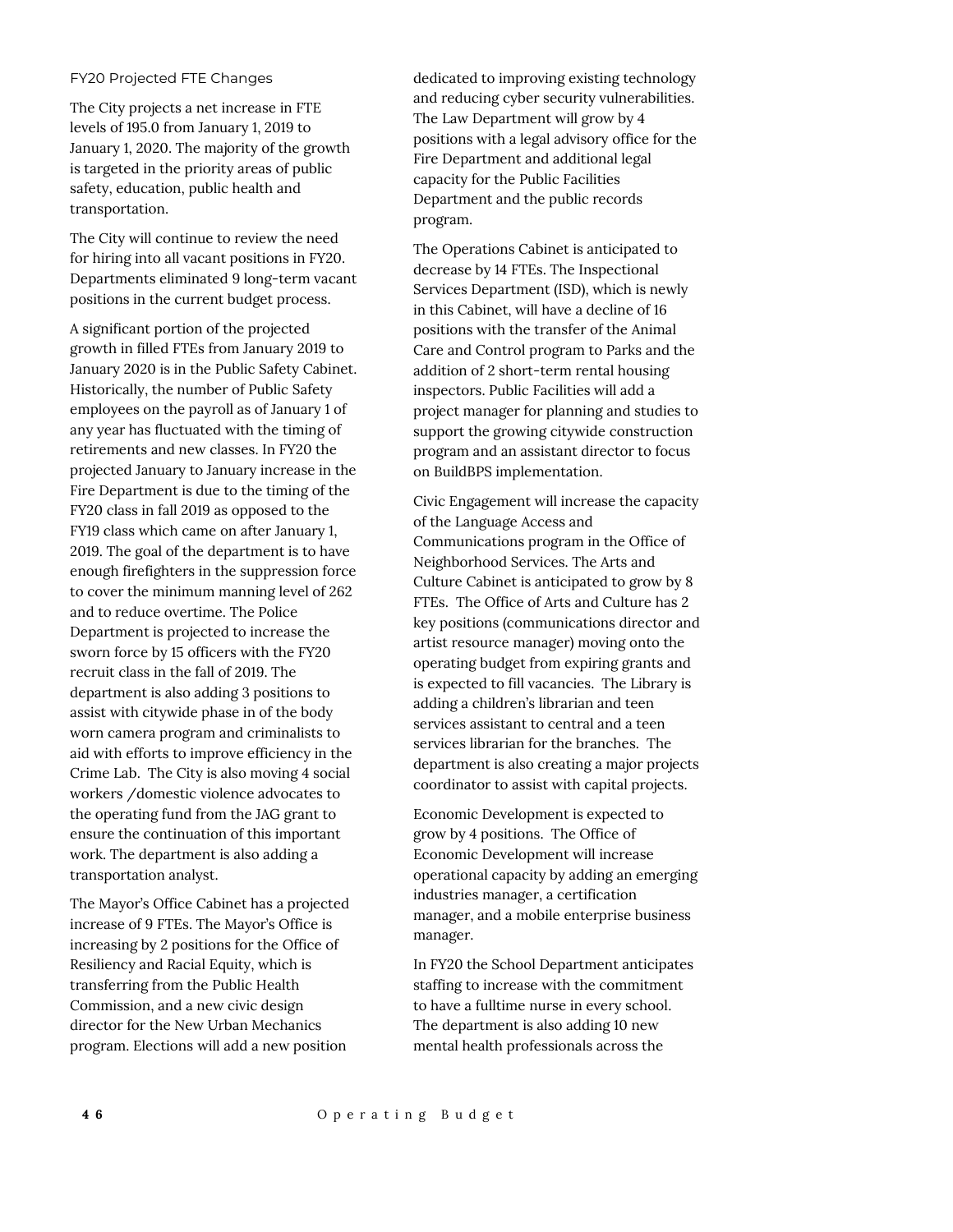### FY20 Projected FTE Changes

The City projects a net increase in FTE levels of 195.0 from January 1, 2019 to January 1, 2020. The majority of the growth is targeted in the priority areas of public safety, education, public health and transportation.

The City will continue to review the need for hiring into all vacant positions in FY20. Departments eliminated 9 long-term vacant positions in the current budget process.

A significant portion of the projected growth in filled FTEs from January 2019 to January 2020 is in the Public Safety Cabinet. Historically, the number of Public Safety employees on the payroll as of January 1 of any year has fluctuated with the timing of retirements and new classes. In FY20 the projected January to January increase in the Fire Department is due to the timing of the FY20 class in fall 2019 as opposed to the FY19 class which came on after January 1, 2019. The goal of the department is to have enough firefighters in the suppression force to cover the minimum manning level of 262 and to reduce overtime. The Police Department is projected to increase the sworn force by 15 officers with the FY20 recruit class in the fall of 2019. The department is also adding 3 positions to assist with citywide phase in of the body worn camera program and criminalists to aid with efforts to improve efficiency in the Crime Lab. The City is also moving 4 social workers /domestic violence advocates to the operating fund from the JAG grant to ensure the continuation of this important work. The department is also adding a transportation analyst.

The Mayor's Office Cabinet has a projected increase of 9 FTEs. The Mayor's Office is increasing by 2 positions for the Office of Resiliency and Racial Equity, which is transferring from the Public Health Commission, and a new civic design director for the New Urban Mechanics program. Elections will add a new position dedicated to improving existing technology and reducing cyber security vulnerabilities. The Law Department will grow by 4 positions with a legal advisory office for the Fire Department and additional legal capacity for the Public Facilities Department and the public records program.

The Operations Cabinet is anticipated to decrease by 14 FTEs. The Inspectional Services Department (ISD), which is newly in this Cabinet, will have a decline of 16 positions with the transfer of the Animal Care and Control program to Parks and the addition of 2 short-term rental housing inspectors. Public Facilities will add a project manager for planning and studies to support the growing citywide construction program and an assistant director to focus on BuildBPS implementation.

Civic Engagement will increase the capacity of the Language Access and Communications program in the Office of Neighborhood Services. The Arts and Culture Cabinet is anticipated to grow by 8 FTEs. The Office of Arts and Culture has 2 key positions (communications director and artist resource manager) moving onto the operating budget from expiring grants and is expected to fill vacancies. The Library is adding a children's librarian and teen services assistant to central and a teen services librarian for the branches. The department is also creating a major projects coordinator to assist with capital projects.

Economic Development is expected to grow by 4 positions. The Office of Economic Development will increase operational capacity by adding an emerging industries manager, a certification manager, and a mobile enterprise business manager.

In FY20 the School Department anticipates staffing to increase with the commitment to have a fulltime nurse in every school. The department is also adding 10 new mental health professionals across the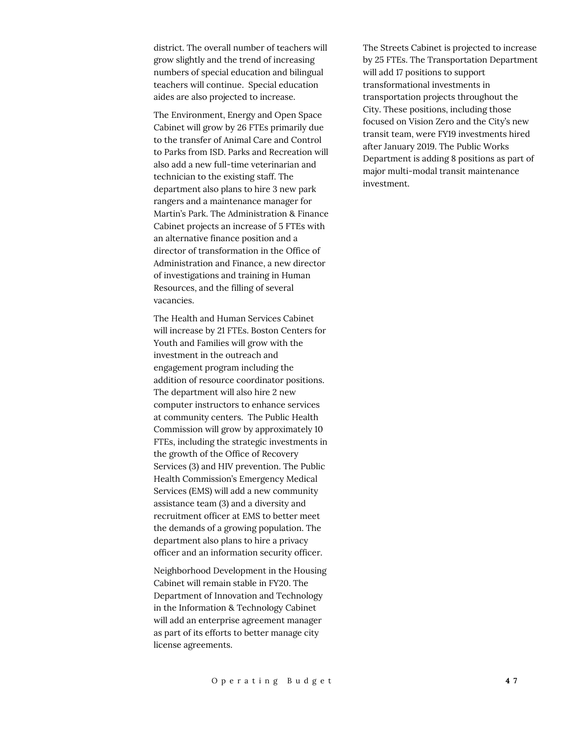district. The overall number of teachers will grow slightly and the trend of increasing numbers of special education and bilingual teachers will continue. Special education aides are also projected to increase.

The Environment, Energy and Open Space Cabinet will grow by 26 FTEs primarily due to the transfer of Animal Care and Control to Parks from ISD. Parks and Recreation will also add a new full-time veterinarian and technician to the existing staff. The department also plans to hire 3 new park rangers and a maintenance manager for Martin's Park. The Administration & Finance Cabinet projects an increase of 5 FTEs with an alternative finance position and a director of transformation in the Office of Administration and Finance, a new director of investigations and training in Human Resources, and the filling of several vacancies.

The Health and Human Services Cabinet will increase by 21 FTEs. Boston Centers for Youth and Families will grow with the investment in the outreach and engagement program including the addition of resource coordinator positions. The department will also hire 2 new computer instructors to enhance services at community centers. The Public Health Commission will grow by approximately 10 FTEs, including the strategic investments in the growth of the Office of Recovery Services (3) and HIV prevention. The Public Health Commission's Emergency Medical Services (EMS) will add a new community assistance team (3) and a diversity and recruitment officer at EMS to better meet the demands of a growing population. The department also plans to hire a privacy officer and an information security officer.

Neighborhood Development in the Housing Cabinet will remain stable in FY20. The Department of Innovation and Technology in the Information & Technology Cabinet will add an enterprise agreement manager as part of its efforts to better manage city license agreements.

The Streets Cabinet is projected to increase by 25 FTEs. The Transportation Department will add 17 positions to support transformational investments in transportation projects throughout the City. These positions, including those focused on Vision Zero and the City's new transit team, were FY19 investments hired after January 2019. The Public Works Department is adding 8 positions as part of major multi-modal transit maintenance investment.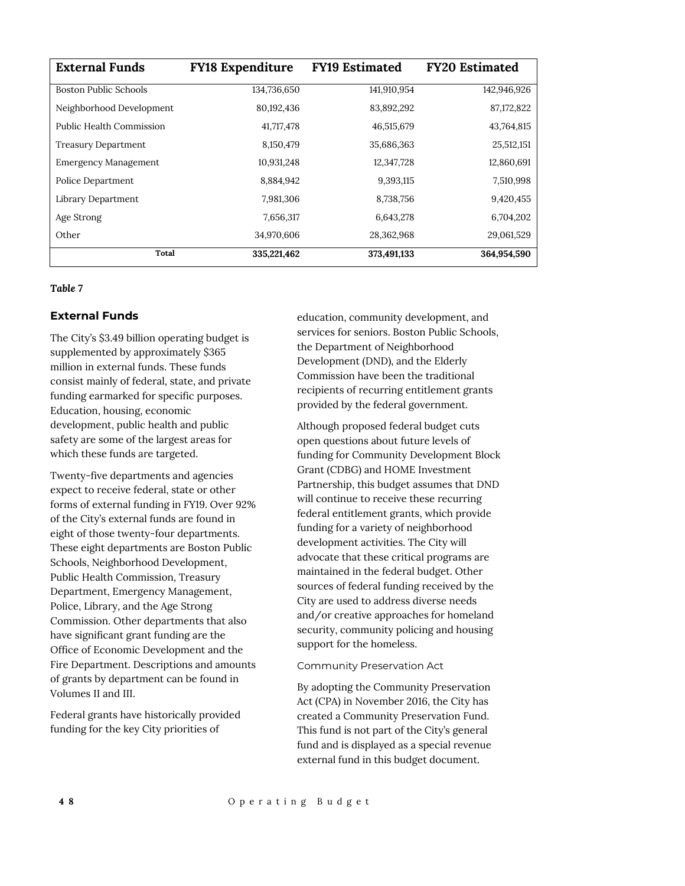| External Funds | FY18 Expenditure | FY19 Estimated | FY20 Estimated |
|---|---|---|---|
| Boston Public Schools | 134,736,650 | 141,910,954 | 142,946,926 |
| Neighborhood Development | 80,192,436 | 83,892,292 | 87,172,822 |
| Public Health Commission | 41,717,478 | 46,515,679 | 43,764,815 |
| Treasury Department | 8,150,479 | 35,686,363 | 25,512,151 |
| Emergency Management | 10,931,248 | 12,347,728 | 12,860,691 |
| Police Department | 8,884,942 | 9,393,115 | 7,510,998 |
| Library Department | 7,981,306 | 8,738,756 | 9,420,455 |
| Age Strong | 7,656,317 | 6,643,278 | 6,704,202 |
| Other | 34,970,606 | 28,362,968 | 29,061,529 |
| **Total** | **335,221,462** | **373,491,133** | **364,954,590** |

*Table 7*

## External Funds

The City's $3.49 billion operating budget is supplemented by approximately $365 million in external funds. These funds consist mainly of federal, state, and private funding earmarked for specific purposes. Education, housing, economic development, public health and public safety are some of the largest areas for which these funds are targeted.

Twenty-five departments and agencies expect to receive federal, state or other forms of external funding in FY19. Over 92% of the City's external funds are found in eight of those twenty-four departments. These eight departments are Boston Public Schools, Neighborhood Development, Public Health Commission, Treasury Department, Emergency Management, Police, Library, and the Age Strong Commission. Other departments that also have significant grant funding are the Office of Economic Development and the Fire Department. Descriptions and amounts of grants by department can be found in Volumes II and III.

Federal grants have historically provided funding for the key City priorities of education, community development, and services for seniors. Boston Public Schools, the Department of Neighborhood Development (DND), and the Elderly Commission have been the traditional recipients of recurring entitlement grants provided by the federal government.

Although proposed federal budget cuts open questions about future levels of funding for Community Development Block Grant (CDBG) and HOME Investment Partnership, this budget assumes that DND will continue to receive these recurring federal entitlement grants, which provide funding for a variety of neighborhood development activities. The City will advocate that these critical programs are maintained in the federal budget. Other sources of federal funding received by the City are used to address diverse needs and/or creative approaches for homeland security, community policing and housing support for the homeless.

### Community Preservation Act

By adopting the Community Preservation Act (CPA) in November 2016, the City has created a Community Preservation Fund. This fund is not part of the City's general fund and is displayed as a special revenue external fund in this budget document.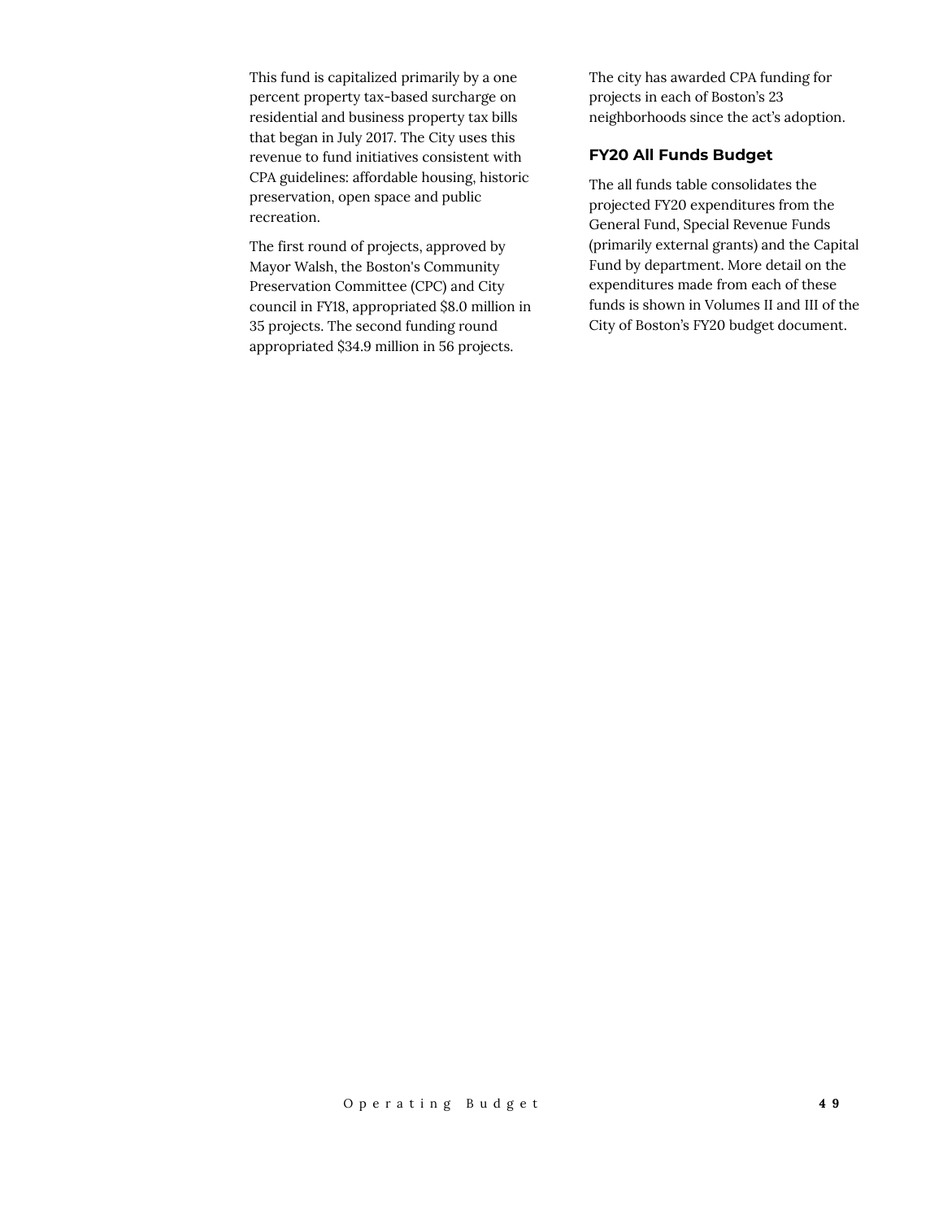This fund is capitalized primarily by a one percent property tax-based surcharge on residential and business property tax bills that began in July 2017. The City uses this revenue to fund initiatives consistent with CPA guidelines: affordable housing, historic preservation, open space and public recreation.

The first round of projects, approved by Mayor Walsh, the Boston's Community Preservation Committee (CPC) and City council in FY18, appropriated $8.0 million in 35 projects. The second funding round appropriated $34.9 million in 56 projects.

The city has awarded CPA funding for projects in each of Boston's 23 neighborhoods since the act's adoption.

### FY20 All Funds Budget

The all funds table consolidates the projected FY20 expenditures from the General Fund, Special Revenue Funds (primarily external grants) and the Capital Fund by department. More detail on the expenditures made from each of these funds is shown in Volumes II and III of the City of Boston's FY20 budget document.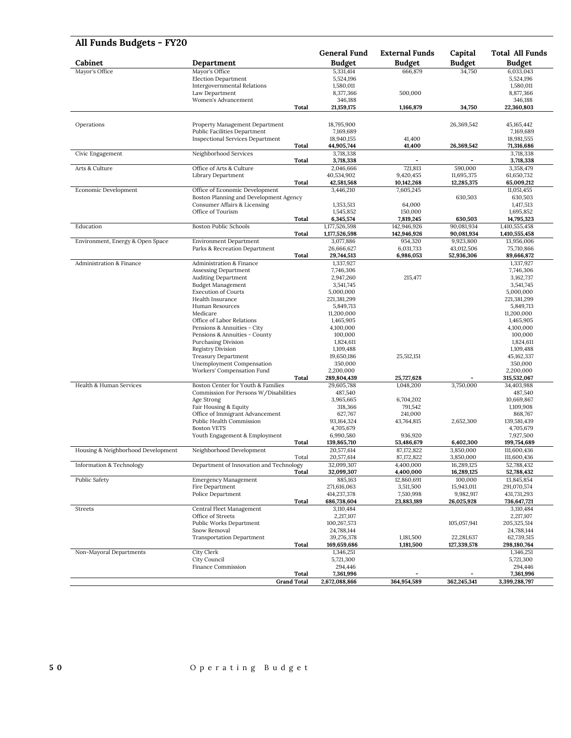## All Funds Budgets - FY20

| Cabinet | Department | General Fund Budget | External Funds Budget | Capital Budget | Total All Funds Budget |
|---|---|---|---|---|---|
| Mayor's Office | Mayor's Office | 5,331,414 | 666,879 | 34,750 | 6,033,043 |
| | Election Department | 5,524,196 | | | 5,524,196 |
| | Intergovernmental Relations | 1,580,011 | | | 1,580,011 |
| | Law Department | 8,377,366 | 500,000 | | 8,877,366 |
| | Women's Advancement | 346,188 | | | 346,188 |
| | **Total** | **21,159,175** | **1,166,879** | **34,750** | **22,360,803** |
| Operations | Property Management Department | 18,795,900 | | 26,369,542 | 45,165,442 |
| | Public Facilities Department | 7,169,689 | | | 7,169,689 |
| | Inspectional Services Department | 18,940,155 | 41,400 | | 18,981,555 |
| | **Total** | **44,905,744** | **41,400** | **26,369,542** | **71,316,686** |
| Civic Engagement | Neighborhood Services | 3,718,338 | | | 3,718,338 |
| | **Total** | **3,718,338** | **-** | **-** | **3,718,338** |
| Arts & Culture | Office of Arts & Culture | 2,046,666 | 721,813 | 590,000 | 3,358,479 |
| | Library Department | 40,534,902 | 9,420,455 | 11,695,375 | 61,650,732 |
| | **Total** | **42,581,568** | **10,142,268** | **12,285,375** | **65,009,212** |
| Economic Development | Office of Economic Development | 3,446,210 | 7,605,245 | | 11,051,455 |
| | Boston Planning and Development Agency | | | 630,503 | 630,503 |
| | Consumer Affairs & Licensing | 1,353,513 | 64,000 | | 1,417,513 |
| | Office of Tourism | 1,545,852 | 150,000 | | 1,695,852 |
| | **Total** | **6,345,574** | **7,819,245** | **630,503** | **14,795,323** |
| Education | Boston Public Schools | 1,177,526,598 | 142,946,926 | 90,081,934 | 1,410,555,458 |
| | **Total** | **1,177,526,598** | **142,946,926** | **90,081,934** | **1,410,555,458** |
| Environment, Energy & Open Space | Environment Department | 3,077,886 | 954,320 | 9,923,800 | 13,956,006 |
| | Parks & Recreation Department | 26,666,627 | 6,031,733 | 43,012,506 | 75,710,866 |
| | **Total** | **29,744,513** | **6,986,053** | **52,936,306** | **89,666,872** |
| Administration & Finance | Administration & Finance | 1,337,927 | | | 1,337,927 |
| | Assessing Department | 7,746,306 | | | 7,746,306 |
| | Auditing Department | 2,947,260 | 215,477 | | 3,162,737 |
| | Budget Management | 3,541,745 | | | 3,541,745 |
| | Execution of Courts | 5,000,000 | | | 5,000,000 |
| | Health Insurance | 221,381,299 | | | 221,381,299 |
| | Human Resources | 5,849,713 | | | 5,849,713 |
| | Medicare | 11,200,000 | | | 11,200,000 |
| | Office of Labor Relations | 1,465,905 | | | 1,465,905 |
| | Pensions & Annuities - City | 4,100,000 | | | 4,100,000 |
| | Pensions & Annuities - County | 100,000 | | | 100,000 |
| | Purchasing Division | 1,824,611 | | | 1,824,611 |
| | Registry Division | 1,109,488 | | | 1,109,488 |
| | Treasury Department | 19,650,186 | 25,512,151 | | 45,162,337 |
| | Unemployment Compensation | 350,000 | | | 350,000 |
| | Workers' Compensation Fund | 2,200,000 | | | 2,200,000 |
| | **Total** | **289,804,439** | **25,727,628** | **-** | **315,532,067** |
| Health & Human Services | Boston Center for Youth & Families | 29,605,788 | 1,048,200 | 3,750,000 | 34,403,988 |
| | Commission For Persons W/Disabilities | 487,540 | | | 487,540 |
| | Age Strong | 3,965,665 | 6,704,202 | | 10,669,867 |
| | Fair Housing & Equity | 318,366 | 791,542 | | 1,109,908 |
| | Office of Immigrant Advancement | 627,767 | 241,000 | | 868,767 |
| | Public Health Commission | 93,164,324 | 43,764,815 | 2,652,300 | 139,581,439 |
| | Boston VETS | 4,705,679 | | | 4,705,679 |
| | Youth Engagement & Employment | 6,990,580 | 936,920 | | 7,927,500 |
| | **Total** | **139,865,710** | **53,486,679** | **6,402,300** | **199,754,689** |
| Housing & Neighborhood Development | Neighborhood Development | 20,577,614 | 87,172,822 | 3,850,000 | 111,600,436 |
| | Total | 20,577,614 | 87,172,822 | 3,850,000 | 111,600,436 |
| Information & Technology | Department of Innovation and Technology | 32,099,307 | 4,400,000 | 16,289,125 | 52,788,432 |
| | **Total** | **32,099,307** | **4,400,000** | **16,289,125** | **52,788,432** |
| Public Safety | Emergency Management | 885,163 | 12,860,691 | 100,000 | 13,845,854 |
| | Fire Department | 271,616,063 | 3,511,500 | 15,943,011 | 291,070,574 |
| | Police Department | 414,237,378 | 7,510,998 | 9,982,917 | 431,731,293 |
| | **Total** | **686,738,604** | **23,883,189** | **26,025,928** | **736,647,721** |
| Streets | Central Fleet Management | 3,110,484 | | | 3,110,484 |
| | Office of Streets | 2,217,107 | | | 2,217,107 |
| | Public Works Department | 100,267,573 | | 105,057,941 | 205,325,514 |
| | Snow Removal | 24,788,144 | | | 24,788,144 |
| | Transportation Department | 39,276,378 | 1,181,500 | 22,281,637 | 62,739,515 |
| | **Total** | **169,659,686** | **1,181,500** | **127,339,578** | **298,180,764** |
| Non-Mayoral Departments | City Clerk | 1,346,251 | | | 1,346,251 |
| | City Council | 5,721,300 | | | 5,721,300 |
| | Finance Commission | 294,446 | | | 294,446 |
| | **Total** | **7,361,996** | **-** | **-** | **7,361,996** |
| | **Grand Total** | **2,672,088,866** | **364,954,589** | **362,245,341** | **3,399,288,797** |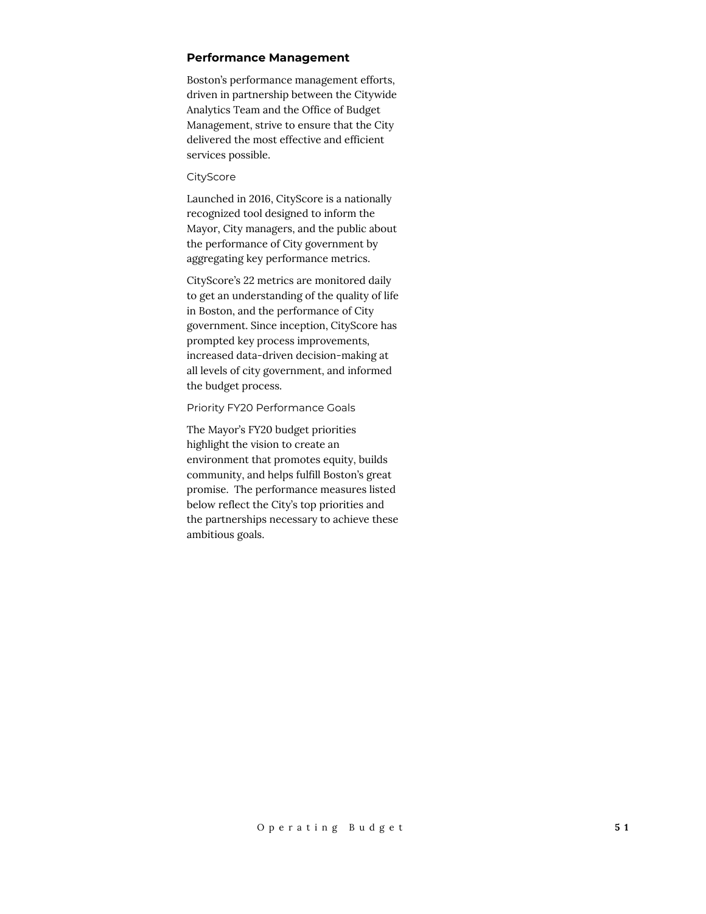## Performance Management

Boston's performance management efforts, driven in partnership between the Citywide Analytics Team and the Office of Budget Management, strive to ensure that the City delivered the most effective and efficient services possible.

### CityScore

Launched in 2016, CityScore is a nationally recognized tool designed to inform the Mayor, City managers, and the public about the performance of City government by aggregating key performance metrics.

CityScore's 22 metrics are monitored daily to get an understanding of the quality of life in Boston, and the performance of City government. Since inception, CityScore has prompted key process improvements, increased data-driven decision-making at all levels of city government, and informed the budget process.

### Priority FY20 Performance Goals

The Mayor's FY20 budget priorities highlight the vision to create an environment that promotes equity, builds community, and helps fulfill Boston's great promise. The performance measures listed below reflect the City's top priorities and the partnerships necessary to achieve these ambitious goals.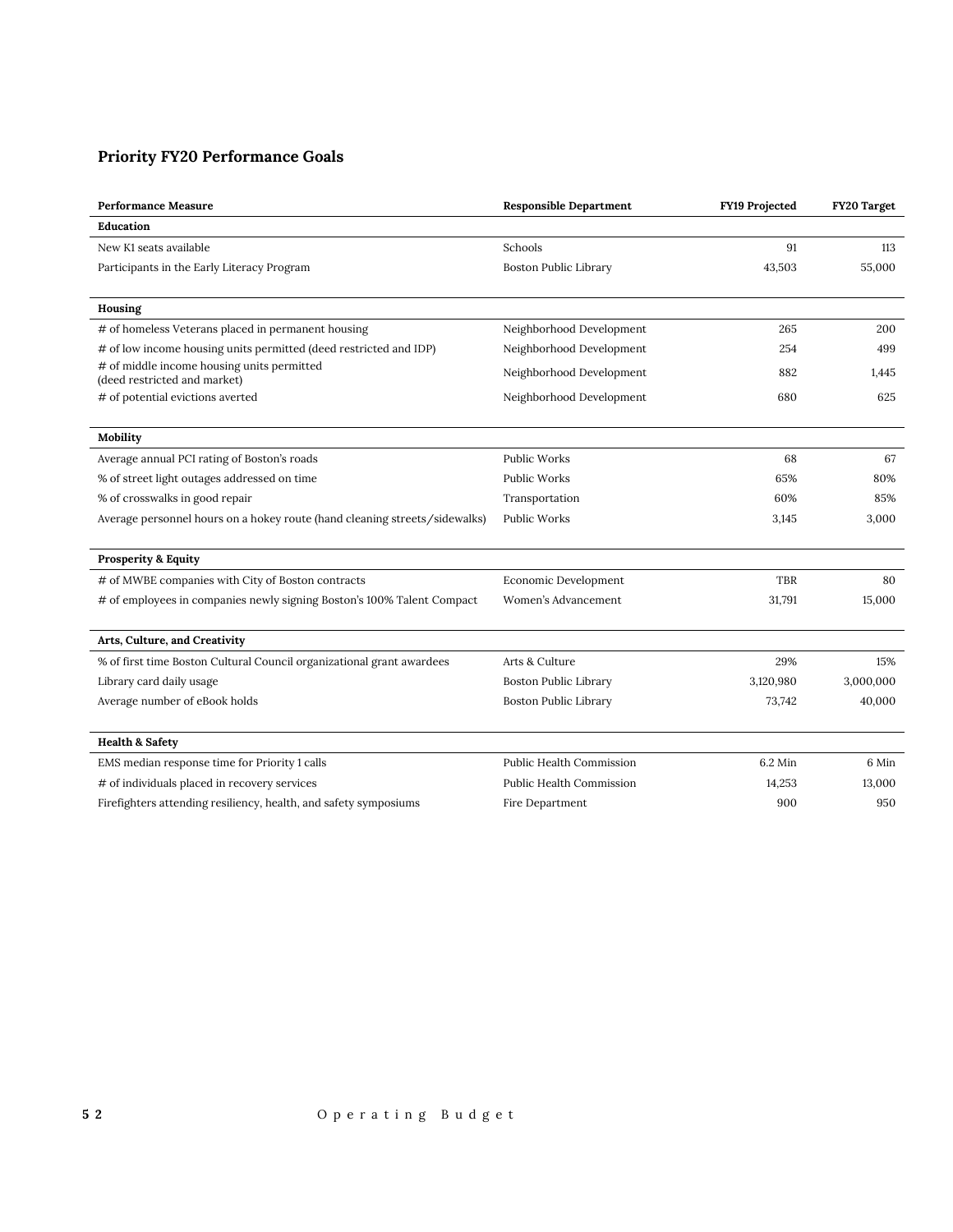## Priority FY20 Performance Goals

| Performance Measure | Responsible Department | FY19 Projected | FY20 Target |
|---|---|---|---|
| **Education** | | | |
| New K1 seats available | Schools | 91 | 113 |
| Participants in the Early Literacy Program | Boston Public Library | 43,503 | 55,000 |
| **Housing** | | | |
| # of homeless Veterans placed in permanent housing | Neighborhood Development | 265 | 200 |
| # of low income housing units permitted (deed restricted and IDP) | Neighborhood Development | 254 | 499 |
| # of middle income housing units permitted (deed restricted and market) | Neighborhood Development | 882 | 1,445 |
| # of potential evictions averted | Neighborhood Development | 680 | 625 |
| **Mobility** | | | |
| Average annual PCI rating of Boston's roads | Public Works | 68 | 67 |
| % of street light outages addressed on time | Public Works | 65% | 80% |
| % of crosswalks in good repair | Transportation | 60% | 85% |
| Average personnel hours on a hokey route (hand cleaning streets/sidewalks) | Public Works | 3,145 | 3,000 |
| **Prosperity & Equity** | | | |
| # of MWBE companies with City of Boston contracts | Economic Development | TBR | 80 |
| # of employees in companies newly signing Boston's 100% Talent Compact | Women's Advancement | 31,791 | 15,000 |
| **Arts, Culture, and Creativity** | | | |
| % of first time Boston Cultural Council organizational grant awardees | Arts & Culture | 29% | 15% |
| Library card daily usage | Boston Public Library | 3,120,980 | 3,000,000 |
| Average number of eBook holds | Boston Public Library | 73,742 | 40,000 |
| **Health & Safety** | | | |
| EMS median response time for Priority 1 calls | Public Health Commission | 6.2 Min | 6 Min |
| # of individuals placed in recovery services | Public Health Commission | 14,253 | 13,000 |
| Firefighters attending resiliency, health, and safety symposiums | Fire Department | 900 | 950 |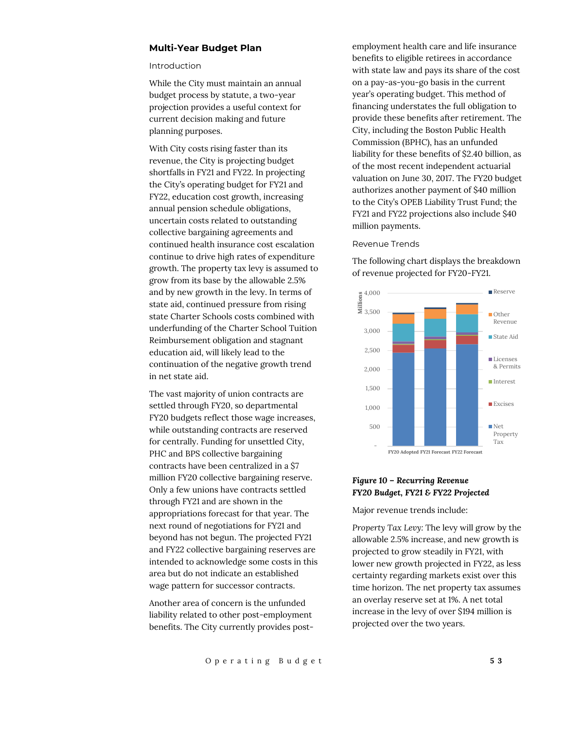## Multi-Year Budget Plan

### Introduction

While the City must maintain an annual budget process by statute, a two-year projection provides a useful context for current decision making and future planning purposes.

With City costs rising faster than its revenue, the City is projecting budget shortfalls in FY21 and FY22. In projecting the City's operating budget for FY21 and FY22, education cost growth, increasing annual pension schedule obligations, uncertain costs related to outstanding collective bargaining agreements and continued health insurance cost escalation continue to drive high rates of expenditure growth. The property tax levy is assumed to grow from its base by the allowable 2.5% and by new growth in the levy. In terms of state aid, continued pressure from rising state Charter Schools costs combined with underfunding of the Charter School Tuition Reimbursement obligation and stagnant education aid, will likely lead to the continuation of the negative growth trend in net state aid.

The vast majority of union contracts are settled through FY20, so departmental FY20 budgets reflect those wage increases, while outstanding contracts are reserved for centrally. Funding for unsettled City, PHC and BPS collective bargaining contracts have been centralized in a $7 million FY20 collective bargaining reserve. Only a few unions have contracts settled through FY21 and are shown in the appropriations forecast for that year. The next round of negotiations for FY21 and beyond has not begun. The projected FY21 and FY22 collective bargaining reserves are intended to acknowledge some costs in this area but do not indicate an established wage pattern for successor contracts.

Another area of concern is the unfunded liability related to other post-employment benefits. The City currently provides post-employment health care and life insurance benefits to eligible retirees in accordance with state law and pays its share of the cost on a pay-as-you-go basis in the current year's operating budget. This method of financing understates the full obligation to provide these benefits after retirement. The City, including the Boston Public Health Commission (BPHC), has an unfunded liability for these benefits of $2.40 billion, as of the most recent independent actuarial valuation on June 30, 2017. The FY20 budget authorizes another payment of $40 million to the City's OPEB Liability Trust Fund; the FY21 and FY22 projections also include $40 million payments.

### Revenue Trends

The following chart displays the breakdown of revenue projected for FY20-FY21.

***Figure 10 – Recurring Revenue FY20 Budget, FY21 & FY22 Projected***

Major revenue trends include:

*Property Tax Levy:* The levy will grow by the allowable 2.5% increase, and new growth is projected to grow steadily in FY21, with lower new growth projected in FY22, as less certainty regarding markets exist over this time horizon. The net property tax assumes an overlay reserve set at 1%. A net total increase in the levy of over $194 million is projected over the two years.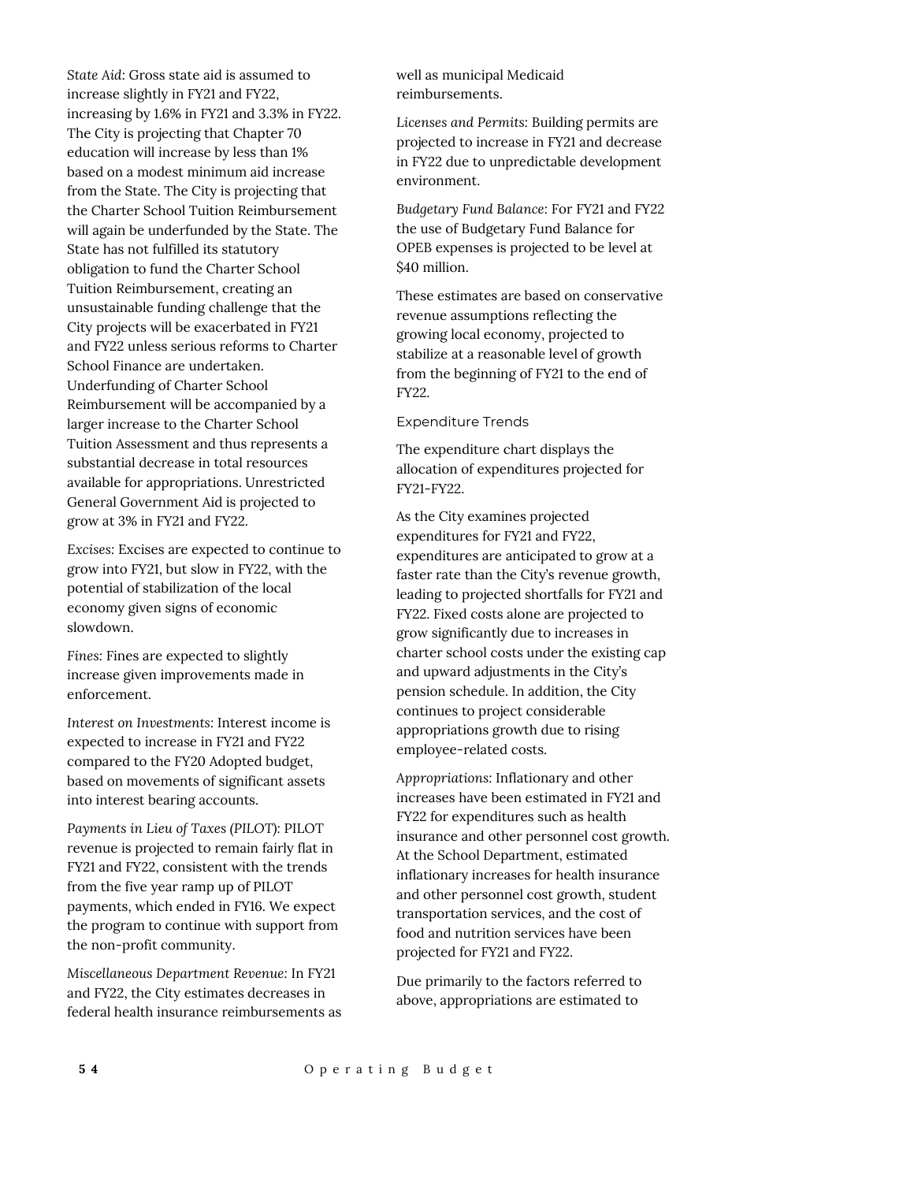*State Aid:* Gross state aid is assumed to increase slightly in FY21 and FY22, increasing by 1.6% in FY21 and 3.3% in FY22. The City is projecting that Chapter 70 education will increase by less than 1% based on a modest minimum aid increase from the State. The City is projecting that the Charter School Tuition Reimbursement will again be underfunded by the State. The State has not fulfilled its statutory obligation to fund the Charter School Tuition Reimbursement, creating an unsustainable funding challenge that the City projects will be exacerbated in FY21 and FY22 unless serious reforms to Charter School Finance are undertaken. Underfunding of Charter School Reimbursement will be accompanied by a larger increase to the Charter School Tuition Assessment and thus represents a substantial decrease in total resources available for appropriations. Unrestricted General Government Aid is projected to grow at 3% in FY21 and FY22.

*Excises:* Excises are expected to continue to grow into FY21, but slow in FY22, with the potential of stabilization of the local economy given signs of economic slowdown.

*Fines:* Fines are expected to slightly increase given improvements made in enforcement.

*Interest on Investments:* Interest income is expected to increase in FY21 and FY22 compared to the FY20 Adopted budget, based on movements of significant assets into interest bearing accounts.

*Payments in Lieu of Taxes (PILOT):* PILOT revenue is projected to remain fairly flat in FY21 and FY22, consistent with the trends from the five year ramp up of PILOT payments, which ended in FY16. We expect the program to continue with support from the non-profit community.

*Miscellaneous Department Revenue:* In FY21 and FY22, the City estimates decreases in federal health insurance reimbursements as well as municipal Medicaid reimbursements.

*Licenses and Permits:* Building permits are projected to increase in FY21 and decrease in FY22 due to unpredictable development environment.

*Budgetary Fund Balance:* For FY21 and FY22 the use of Budgetary Fund Balance for OPEB expenses is projected to be level at $40 million.

These estimates are based on conservative revenue assumptions reflecting the growing local economy, projected to stabilize at a reasonable level of growth from the beginning of FY21 to the end of FY22.

### Expenditure Trends

The expenditure chart displays the allocation of expenditures projected for FY21-FY22.

As the City examines projected expenditures for FY21 and FY22, expenditures are anticipated to grow at a faster rate than the City's revenue growth, leading to projected shortfalls for FY21 and FY22. Fixed costs alone are projected to grow significantly due to increases in charter school costs under the existing cap and upward adjustments in the City's pension schedule. In addition, the City continues to project considerable appropriations growth due to rising employee-related costs.

*Appropriations:* Inflationary and other increases have been estimated in FY21 and FY22 for expenditures such as health insurance and other personnel cost growth. At the School Department, estimated inflationary increases for health insurance and other personnel cost growth, student transportation services, and the cost of food and nutrition services have been projected for FY21 and FY22.

Due primarily to the factors referred to above, appropriations are estimated to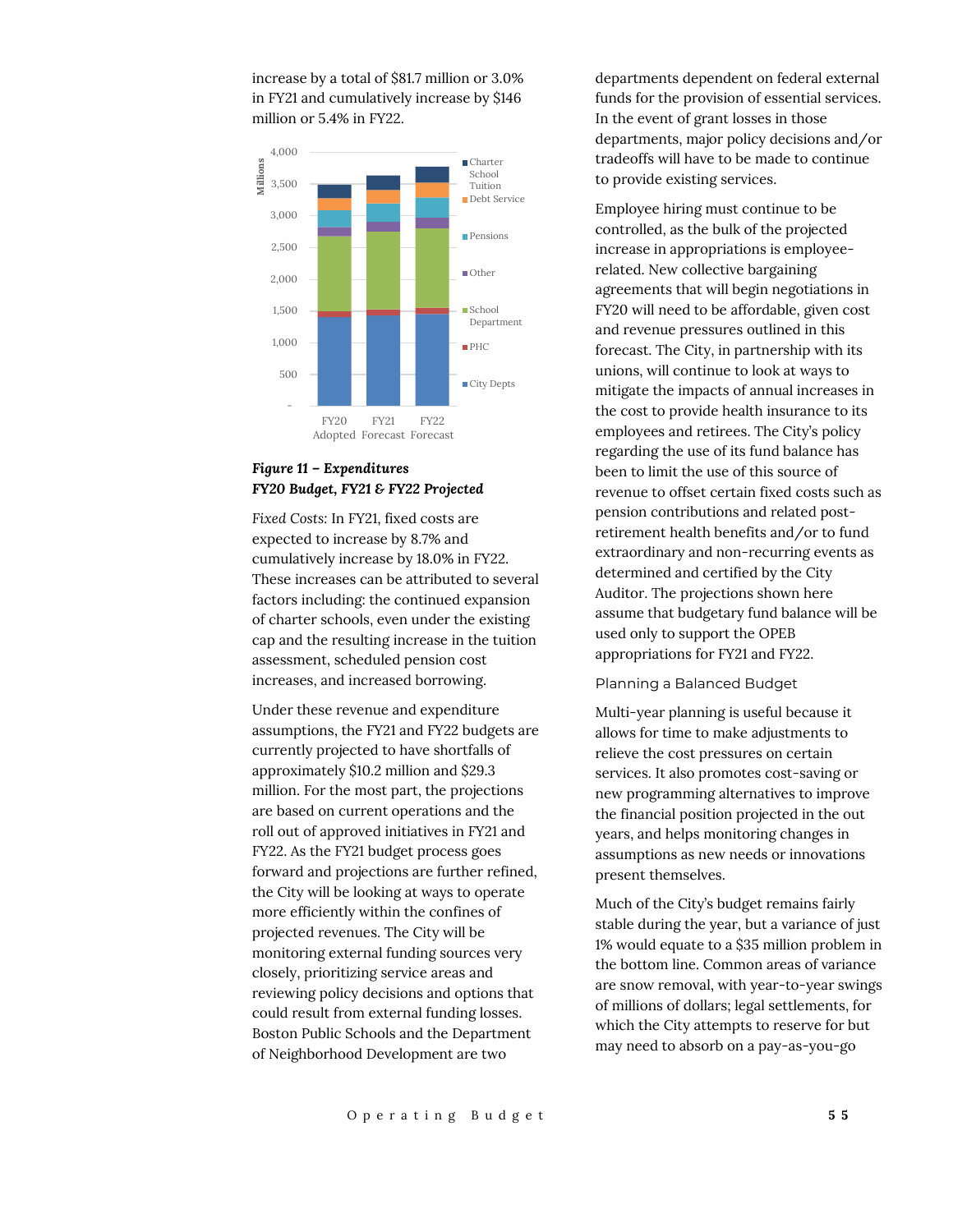increase by a total of $81.7 million or 3.0% in FY21 and cumulatively increase by $146 million or 5.4% in FY22.

***Figure 11 – Expenditures FY20 Budget, FY21 & FY22 Projected***

*Fixed Costs:* In FY21, fixed costs are expected to increase by 8.7% and cumulatively increase by 18.0% in FY22. These increases can be attributed to several factors including: the continued expansion of charter schools, even under the existing cap and the resulting increase in the tuition assessment, scheduled pension cost increases, and increased borrowing.

Under these revenue and expenditure assumptions, the FY21 and FY22 budgets are currently projected to have shortfalls of approximately $10.2 million and $29.3 million. For the most part, the projections are based on current operations and the roll out of approved initiatives in FY21 and FY22. As the FY21 budget process goes forward and projections are further refined, the City will be looking at ways to operate more efficiently within the confines of projected revenues. The City will be monitoring external funding sources very closely, prioritizing service areas and reviewing policy decisions and options that could result from external funding losses. Boston Public Schools and the Department of Neighborhood Development are two departments dependent on federal external funds for the provision of essential services. In the event of grant losses in those departments, major policy decisions and/or tradeoffs will have to be made to continue to provide existing services.

Employee hiring must continue to be controlled, as the bulk of the projected increase in appropriations is employee-related. New collective bargaining agreements that will begin negotiations in FY20 will need to be affordable, given cost and revenue pressures outlined in this forecast. The City, in partnership with its unions, will continue to look at ways to mitigate the impacts of annual increases in the cost to provide health insurance to its employees and retirees. The City's policy regarding the use of its fund balance has been to limit the use of this source of revenue to offset certain fixed costs such as pension contributions and related post-retirement health benefits and/or to fund extraordinary and non-recurring events as determined and certified by the City Auditor. The projections shown here assume that budgetary fund balance will be used only to support the OPEB appropriations for FY21 and FY22.

### Planning a Balanced Budget

Multi-year planning is useful because it allows for time to make adjustments to relieve the cost pressures on certain services. It also promotes cost-saving or new programming alternatives to improve the financial position projected in the out years, and helps monitoring changes in assumptions as new needs or innovations present themselves.

Much of the City's budget remains fairly stable during the year, but a variance of just 1% would equate to a $35 million problem in the bottom line. Common areas of variance are snow removal, with year-to-year swings of millions of dollars; legal settlements, for which the City attempts to reserve for but may need to absorb on a pay-as-you-go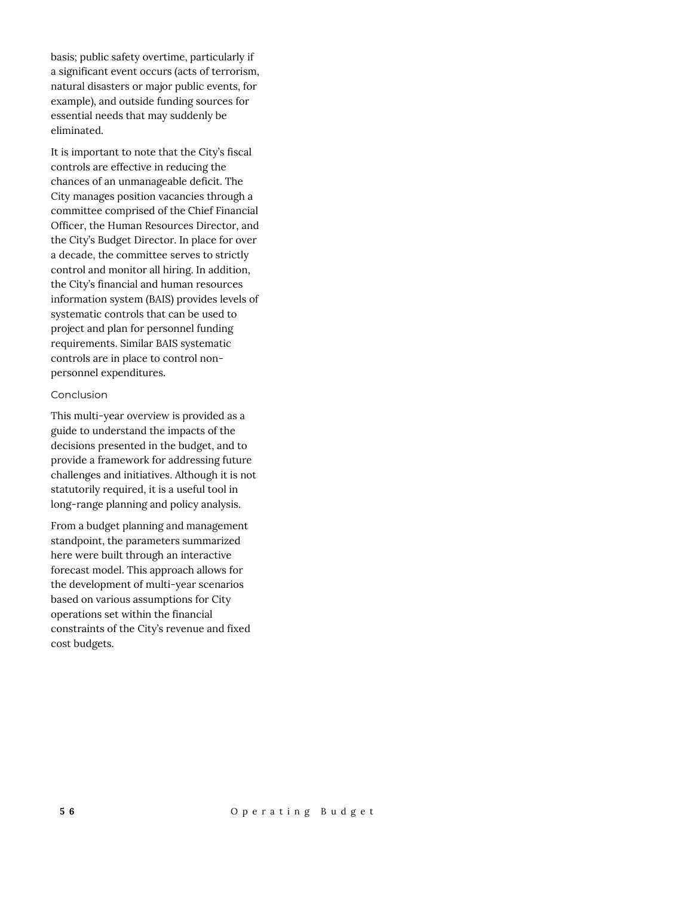basis; public safety overtime, particularly if a significant event occurs (acts of terrorism, natural disasters or major public events, for example), and outside funding sources for essential needs that may suddenly be eliminated.

It is important to note that the City's fiscal controls are effective in reducing the chances of an unmanageable deficit. The City manages position vacancies through a committee comprised of the Chief Financial Officer, the Human Resources Director, and the City's Budget Director. In place for over a decade, the committee serves to strictly control and monitor all hiring. In addition, the City's financial and human resources information system (BAIS) provides levels of systematic controls that can be used to project and plan for personnel funding requirements. Similar BAIS systematic controls are in place to control non-personnel expenditures.

### Conclusion

This multi-year overview is provided as a guide to understand the impacts of the decisions presented in the budget, and to provide a framework for addressing future challenges and initiatives. Although it is not statutorily required, it is a useful tool in long-range planning and policy analysis.

From a budget planning and management standpoint, the parameters summarized here were built through an interactive forecast model. This approach allows for the development of multi-year scenarios based on various assumptions for City operations set within the financial constraints of the City's revenue and fixed cost budgets.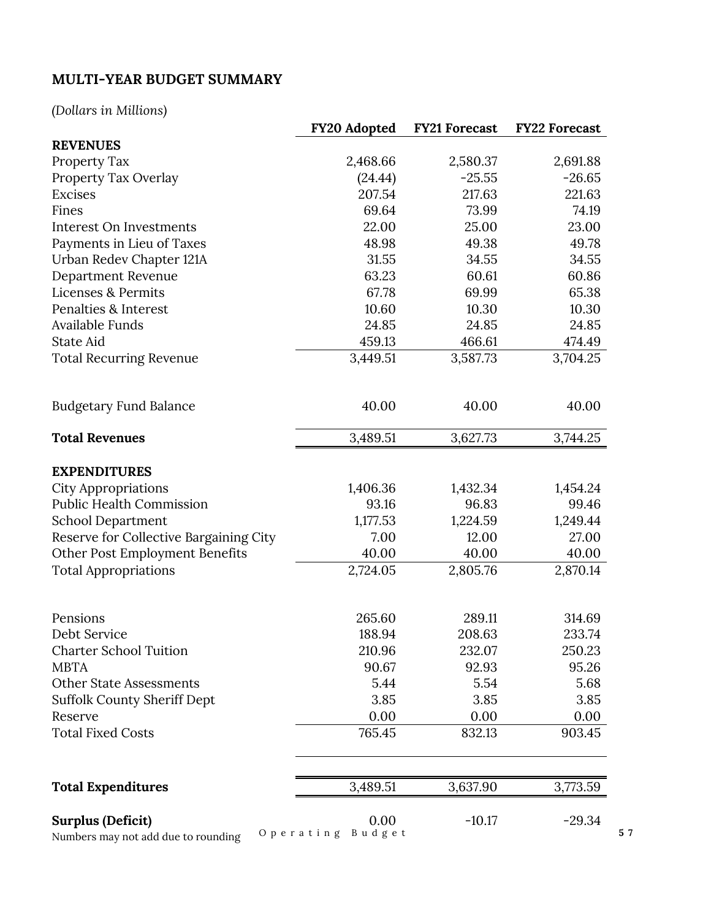## MULTI-YEAR BUDGET SUMMARY

*(Dollars in Millions)*

| | FY20 Adopted | FY21 Forecast | FY22 Forecast |
|---|---|---|---|
| **REVENUES** | | | |
| Property Tax | 2,468.66 | 2,580.37 | 2,691.88 |
| Property Tax Overlay | (24.44) | -25.55 | -26.65 |
| Excises | 207.54 | 217.63 | 221.63 |
| Fines | 69.64 | 73.99 | 74.19 |
| Interest On Investments | 22.00 | 25.00 | 23.00 |
| Payments in Lieu of Taxes | 48.98 | 49.38 | 49.78 |
| Urban Redev Chapter 121A | 31.55 | 34.55 | 34.55 |
| Department Revenue | 63.23 | 60.61 | 60.86 |
| Licenses & Permits | 67.78 | 69.99 | 65.38 |
| Penalties & Interest | 10.60 | 10.30 | 10.30 |
| Available Funds | 24.85 | 24.85 | 24.85 |
| State Aid | 459.13 | 466.61 | 474.49 |
| Total Recurring Revenue | 3,449.51 | 3,587.73 | 3,704.25 |
| Budgetary Fund Balance | 40.00 | 40.00 | 40.00 |
| **Total Revenues** | 3,489.51 | 3,627.73 | 3,744.25 |
| **EXPENDITURES** | | | |
| City Appropriations | 1,406.36 | 1,432.34 | 1,454.24 |
| Public Health Commission | 93.16 | 96.83 | 99.46 |
| School Department | 1,177.53 | 1,224.59 | 1,249.44 |
| Reserve for Collective Bargaining City | 7.00 | 12.00 | 27.00 |
| Other Post Employment Benefits | 40.00 | 40.00 | 40.00 |
| Total Appropriations | 2,724.05 | 2,805.76 | 2,870.14 |
| Pensions | 265.60 | 289.11 | 314.69 |
| Debt Service | 188.94 | 208.63 | 233.74 |
| Charter School Tuition | 210.96 | 232.07 | 250.23 |
| MBTA | 90.67 | 92.93 | 95.26 |
| Other State Assessments | 5.44 | 5.54 | 5.68 |
| Suffolk County Sheriff Dept | 3.85 | 3.85 | 3.85 |
| Reserve | 0.00 | 0.00 | 0.00 |
| Total Fixed Costs | 765.45 | 832.13 | 903.45 |
| **Total Expenditures** | 3,489.51 | 3,637.90 | 3,773.59 |
| **Surplus (Deficit)** | 0.00 | -10.17 | -29.34 |

Numbers may not add due to rounding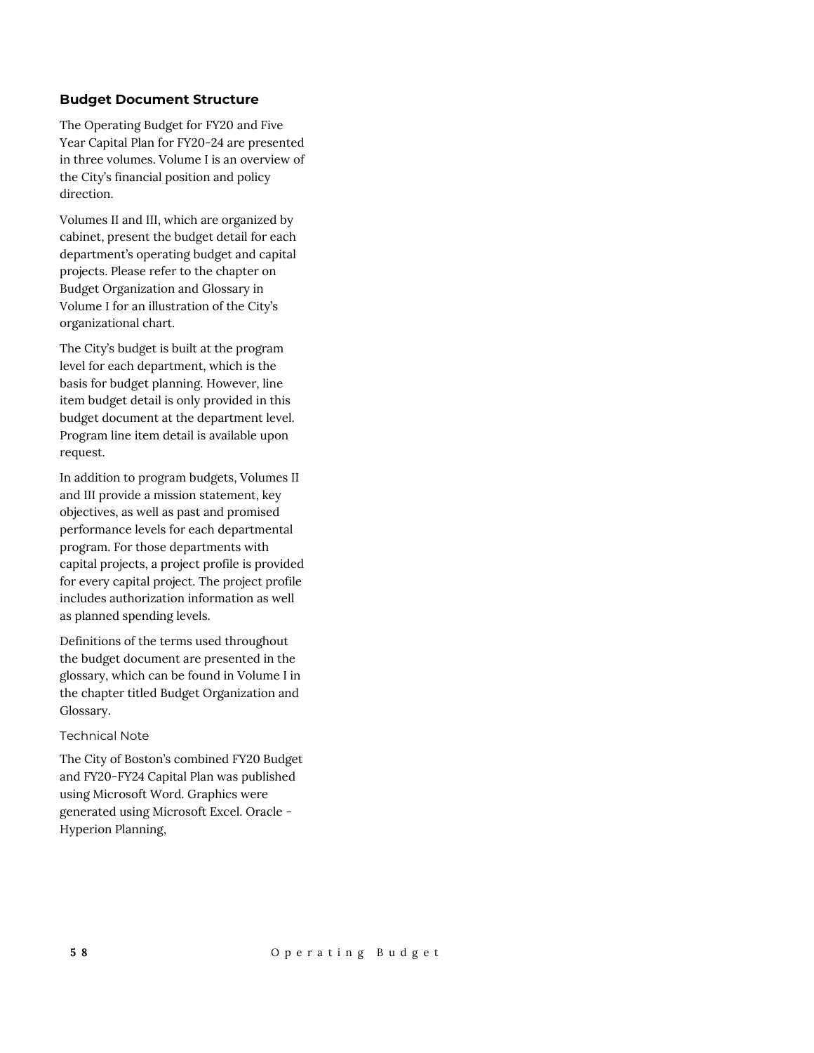## Budget Document Structure

The Operating Budget for FY20 and Five Year Capital Plan for FY20-24 are presented in three volumes. Volume I is an overview of the City's financial position and policy direction.

Volumes II and III, which are organized by cabinet, present the budget detail for each department's operating budget and capital projects. Please refer to the chapter on Budget Organization and Glossary in Volume I for an illustration of the City's organizational chart.

The City's budget is built at the program level for each department, which is the basis for budget planning. However, line item budget detail is only provided in this budget document at the department level. Program line item detail is available upon request.

In addition to program budgets, Volumes II and III provide a mission statement, key objectives, as well as past and promised performance levels for each departmental program. For those departments with capital projects, a project profile is provided for every capital project. The project profile includes authorization information as well as planned spending levels.

Definitions of the terms used throughout the budget document are presented in the glossary, which can be found in Volume I in the chapter titled Budget Organization and Glossary.

### Technical Note

The City of Boston's combined FY20 Budget and FY20-FY24 Capital Plan was published using Microsoft Word. Graphics were generated using Microsoft Excel. Oracle - Hyperion Planning,